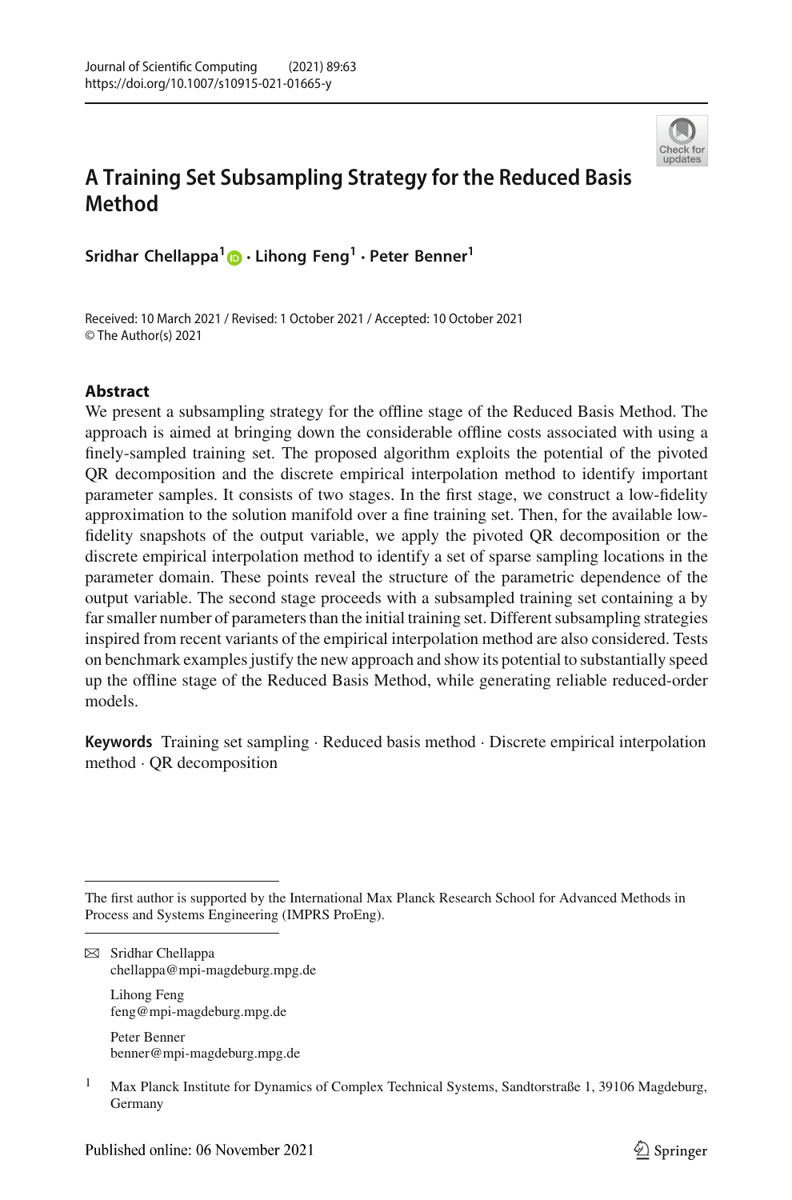# A Training Set Subsampling Strategy for the Reduced Basis Method

**Sridhar Chellappa[1] · Lihong Feng[1] · Peter Benner[1]**

Received: 10 March 2021 / Revised: 1 October 2021 / Accepted: 10 October 2021
© The Author(s) 2021

## Abstract

We present a subsampling strategy for the offline stage of the Reduced Basis Method. The approach is aimed at bringing down the considerable offline costs associated with using a finely-sampled training set. The proposed algorithm exploits the potential of the pivoted QR decomposition and the discrete empirical interpolation method to identify important parameter samples. It consists of two stages. In the first stage, we construct a low-fidelity approximation to the solution manifold over a fine training set. Then, for the available low-fidelity snapshots of the output variable, we apply the pivoted QR decomposition or the discrete empirical interpolation method to identify a set of sparse sampling locations in the parameter domain. These points reveal the structure of the parametric dependence of the output variable. The second stage proceeds with a subsampled training set containing a by far smaller number of parameters than the initial training set. Different subsampling strategies inspired from recent variants of the empirical interpolation method are also considered. Tests on benchmark examples justify the new approach and show its potential to substantially speed up the offline stage of the Reduced Basis Method, while generating reliable reduced-order models.

**Keywords** Training set sampling · Reduced basis method · Discrete empirical interpolation method · QR decomposition

The first author is supported by the International Max Planck Research School for Advanced Methods in Process and Systems Engineering (IMPRS ProEng).

✉ Sridhar Chellappa
chellappa@mpi-magdeburg.mpg.de

Lihong Feng
feng@mpi-magdeburg.mpg.de

Peter Benner
benner@mpi-magdeburg.mpg.de

[1] Max Planck Institute for Dynamics of Complex Technical Systems, Sandtorstraße 1, 39106 Magdeburg, Germany

Published online: 06 November 2021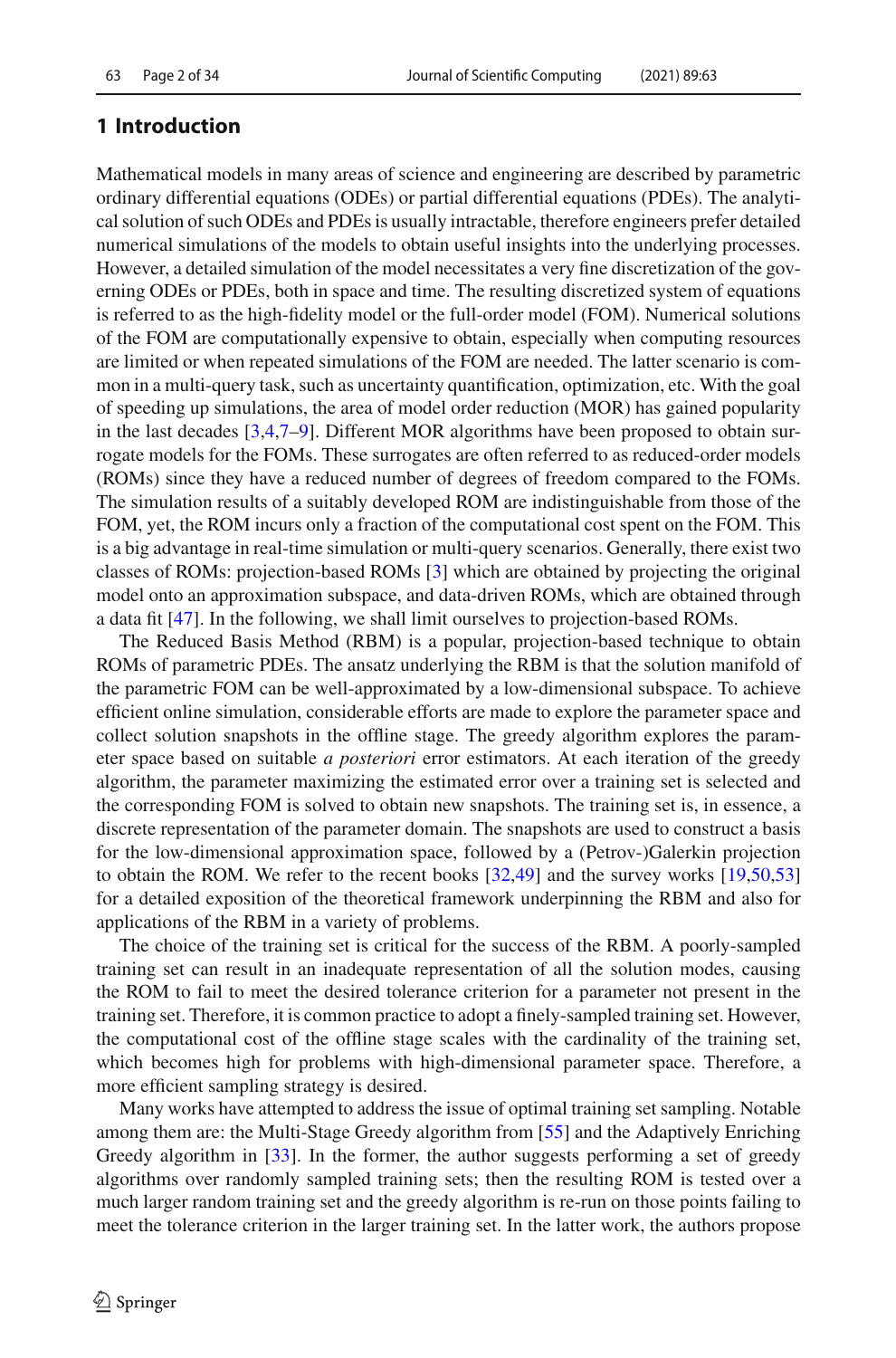## 1 Introduction

Mathematical models in many areas of science and engineering are described by parametric ordinary differential equations (ODEs) or partial differential equations (PDEs). The analytical solution of such ODEs and PDEs is usually intractable, therefore engineers prefer detailed numerical simulations of the models to obtain useful insights into the underlying processes. However, a detailed simulation of the model necessitates a very fine discretization of the governing ODEs or PDEs, both in space and time. The resulting discretized system of equations is referred to as the high-fidelity model or the full-order model (FOM). Numerical solutions of the FOM are computationally expensive to obtain, especially when computing resources are limited or when repeated simulations of the FOM are needed. The latter scenario is common in a multi-query task, such as uncertainty quantification, optimization, etc. With the goal of speeding up simulations, the area of model order reduction (MOR) has gained popularity in the last decades [3,4,7–9]. Different MOR algorithms have been proposed to obtain surrogate models for the FOMs. These surrogates are often referred to as reduced-order models (ROMs) since they have a reduced number of degrees of freedom compared to the FOMs. The simulation results of a suitably developed ROM are indistinguishable from those of the FOM, yet, the ROM incurs only a fraction of the computational cost spent on the FOM. This is a big advantage in real-time simulation or multi-query scenarios. Generally, there exist two classes of ROMs: projection-based ROMs [3] which are obtained by projecting the original model onto an approximation subspace, and data-driven ROMs, which are obtained through a data fit [47]. In the following, we shall limit ourselves to projection-based ROMs.

The Reduced Basis Method (RBM) is a popular, projection-based technique to obtain ROMs of parametric PDEs. The ansatz underlying the RBM is that the solution manifold of the parametric FOM can be well-approximated by a low-dimensional subspace. To achieve efficient online simulation, considerable efforts are made to explore the parameter space and collect solution snapshots in the offline stage. The greedy algorithm explores the parameter space based on suitable *a posteriori* error estimators. At each iteration of the greedy algorithm, the parameter maximizing the estimated error over a training set is selected and the corresponding FOM is solved to obtain new snapshots. The training set is, in essence, a discrete representation of the parameter domain. The snapshots are used to construct a basis for the low-dimensional approximation space, followed by a (Petrov-)Galerkin projection to obtain the ROM. We refer to the recent books [32,49] and the survey works [19,50,53] for a detailed exposition of the theoretical framework underpinning the RBM and also for applications of the RBM in a variety of problems.

The choice of the training set is critical for the success of the RBM. A poorly-sampled training set can result in an inadequate representation of all the solution modes, causing the ROM to fail to meet the desired tolerance criterion for a parameter not present in the training set. Therefore, it is common practice to adopt a finely-sampled training set. However, the computational cost of the offline stage scales with the cardinality of the training set, which becomes high for problems with high-dimensional parameter space. Therefore, a more efficient sampling strategy is desired.

Many works have attempted to address the issue of optimal training set sampling. Notable among them are: the Multi-Stage Greedy algorithm from [55] and the Adaptively Enriching Greedy algorithm in [33]. In the former, the author suggests performing a set of greedy algorithms over randomly sampled training sets; then the resulting ROM is tested over a much larger random training set and the greedy algorithm is re-run on those points failing to meet the tolerance criterion in the larger training set. In the latter work, the authors propose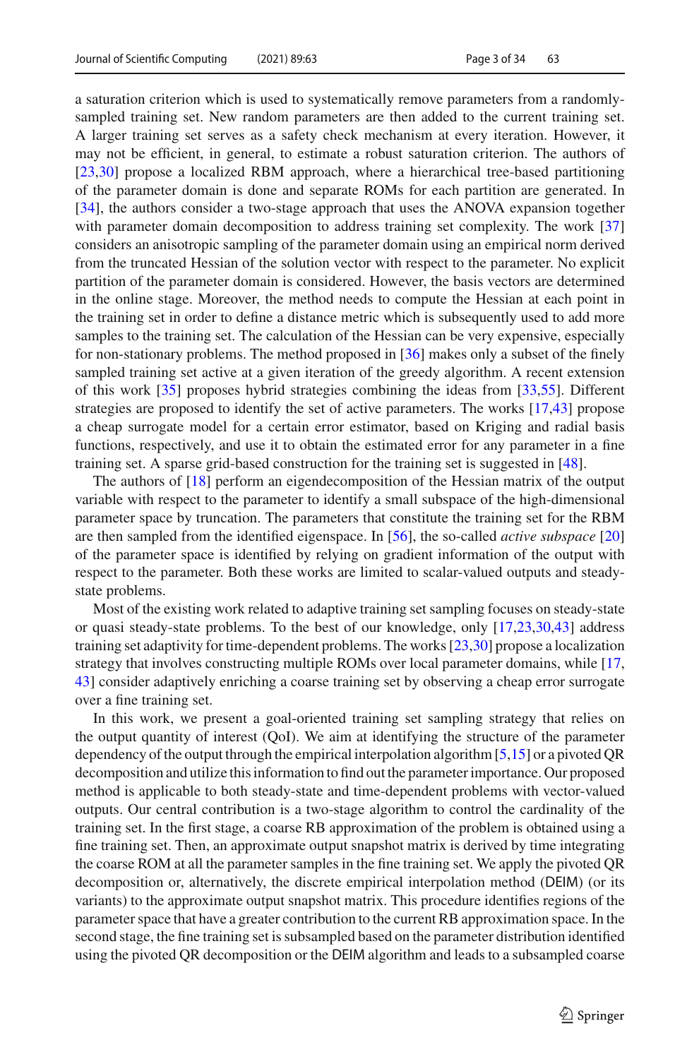a saturation criterion which is used to systematically remove parameters from a randomly-sampled training set. New random parameters are then added to the current training set. A larger training set serves as a safety check mechanism at every iteration. However, it may not be efficient, in general, to estimate a robust saturation criterion. The authors of [23,30] propose a localized RBM approach, where a hierarchical tree-based partitioning of the parameter domain is done and separate ROMs for each partition are generated. In [34], the authors consider a two-stage approach that uses the ANOVA expansion together with parameter domain decomposition to address training set complexity. The work [37] considers an anisotropic sampling of the parameter domain using an empirical norm derived from the truncated Hessian of the solution vector with respect to the parameter. No explicit partition of the parameter domain is considered. However, the basis vectors are determined in the online stage. Moreover, the method needs to compute the Hessian at each point in the training set in order to define a distance metric which is subsequently used to add more samples to the training set. The calculation of the Hessian can be very expensive, especially for non-stationary problems. The method proposed in [36] makes only a subset of the finely sampled training set active at a given iteration of the greedy algorithm. A recent extension of this work [35] proposes hybrid strategies combining the ideas from [33,55]. Different strategies are proposed to identify the set of active parameters. The works [17,43] propose a cheap surrogate model for a certain error estimator, based on Kriging and radial basis functions, respectively, and use it to obtain the estimated error for any parameter in a fine training set. A sparse grid-based construction for the training set is suggested in [48].

The authors of [18] perform an eigendecomposition of the Hessian matrix of the output variable with respect to the parameter to identify a small subspace of the high-dimensional parameter space by truncation. The parameters that constitute the training set for the RBM are then sampled from the identified eigenspace. In [56], the so-called *active subspace* [20] of the parameter space is identified by relying on gradient information of the output with respect to the parameter. Both these works are limited to scalar-valued outputs and steady-state problems.

Most of the existing work related to adaptive training set sampling focuses on steady-state or quasi steady-state problems. To the best of our knowledge, only [17,23,30,43] address training set adaptivity for time-dependent problems. The works [23,30] propose a localization strategy that involves constructing multiple ROMs over local parameter domains, while [17, 43] consider adaptively enriching a coarse training set by observing a cheap error surrogate over a fine training set.

In this work, we present a goal-oriented training set sampling strategy that relies on the output quantity of interest (QoI). We aim at identifying the structure of the parameter dependency of the output through the empirical interpolation algorithm [5,15] or a pivoted QR decomposition and utilize this information to find out the parameter importance. Our proposed method is applicable to both steady-state and time-dependent problems with vector-valued outputs. Our central contribution is a two-stage algorithm to control the cardinality of the training set. In the first stage, a coarse RB approximation of the problem is obtained using a fine training set. Then, an approximate output snapshot matrix is derived by time integrating the coarse ROM at all the parameter samples in the fine training set. We apply the pivoted QR decomposition or, alternatively, the discrete empirical interpolation method (DEIM) (or its variants) to the approximate output snapshot matrix. This procedure identifies regions of the parameter space that have a greater contribution to the current RB approximation space. In the second stage, the fine training set is subsampled based on the parameter distribution identified using the pivoted QR decomposition or the DEIM algorithm and leads to a subsampled coarse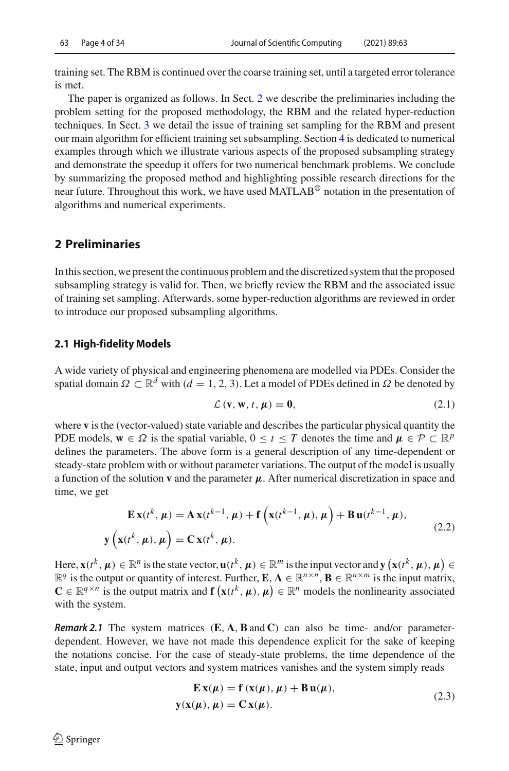training set. The RBM is continued over the coarse training set, until a targeted error tolerance is met.

The paper is organized as follows. In Sect. 2 we describe the preliminaries including the problem setting for the proposed methodology, the RBM and the related hyper-reduction techniques. In Sect. 3 we detail the issue of training set sampling for the RBM and present our main algorithm for efficient training set subsampling. Section 4 is dedicated to numerical examples through which we illustrate various aspects of the proposed subsampling strategy and demonstrate the speedup it offers for two numerical benchmark problems. We conclude by summarizing the proposed method and highlighting possible research directions for the near future. Throughout this work, we have used MATLAB® notation in the presentation of algorithms and numerical experiments.

## 2 Preliminaries

In this section, we present the continuous problem and the discretized system that the proposed subsampling strategy is valid for. Then, we briefly review the RBM and the associated issue of training set sampling. Afterwards, some hyper-reduction algorithms are reviewed in order to introduce our proposed subsampling algorithms.

### 2.1 High-fidelity Models

A wide variety of physical and engineering phenomena are modelled via PDEs. Consider the spatial domain $\Omega \subset \mathbb{R}^d$ with ($d = 1, 2, 3$). Let a model of PDEs defined in $\Omega$ be denoted by

$$\mathcal{L}\left(\mathbf{v}, \mathbf{w}, t, \boldsymbol{\mu}\right) = \mathbf{0}, \tag{2.1}$$

where $\mathbf{v}$ is the (vector-valued) state variable and describes the particular physical quantity the PDE models, $\mathbf{w} \in \Omega$ is the spatial variable, $0 \leq t \leq T$ denotes the time and $\boldsymbol{\mu} \in \mathcal{P} \subset \mathbb{R}^p$ defines the parameters. The above form is a general description of any time-dependent or steady-state problem with or without parameter variations. The output of the model is usually a function of the solution $\mathbf{v}$ and the parameter $\boldsymbol{\mu}$. After numerical discretization in space and time, we get

$$\begin{aligned}
\mathbf{E}\,\mathbf{x}(t^k, \boldsymbol{\mu}) &= \mathbf{A}\,\mathbf{x}(t^{k-1}, \boldsymbol{\mu}) + \mathbf{f}\left(\mathbf{x}(t^{k-1}, \boldsymbol{\mu}), \boldsymbol{\mu}\right) + \mathbf{B}\,\mathbf{u}(t^{k-1}, \boldsymbol{\mu}), \\
\mathbf{y}\left(\mathbf{x}(t^k, \boldsymbol{\mu}), \boldsymbol{\mu}\right) &= \mathbf{C}\,\mathbf{x}(t^k, \boldsymbol{\mu}).
\end{aligned} \tag{2.2}$$

Here, $\mathbf{x}(t^k, \boldsymbol{\mu}) \in \mathbb{R}^n$ is the state vector, $\mathbf{u}(t^k, \boldsymbol{\mu}) \in \mathbb{R}^m$ is the input vector and $\mathbf{y}\left(\mathbf{x}(t^k, \boldsymbol{\mu}), \boldsymbol{\mu}\right) \in \mathbb{R}^q$ is the output or quantity of interest. Further, $\mathbf{E}, \mathbf{A} \in \mathbb{R}^{n \times n}$, $\mathbf{B} \in \mathbb{R}^{n \times m}$ is the input matrix, $\mathbf{C} \in \mathbb{R}^{q \times n}$ is the output matrix and $\mathbf{f}\left(\mathbf{x}(t^k, \boldsymbol{\mu}), \boldsymbol{\mu}\right) \in \mathbb{R}^n$ models the nonlinearity associated with the system.

***Remark 2.1*** The system matrices ($\mathbf{E}, \mathbf{A}, \mathbf{B}$ and $\mathbf{C}$) can also be time- and/or parameter-dependent. However, we have not made this dependence explicit for the sake of keeping the notations concise. For the case of steady-state problems, the time dependence of the state, input and output vectors and system matrices vanishes and the system simply reads

$$\begin{aligned}
\mathbf{E}\,\mathbf{x}(\boldsymbol{\mu}) &= \mathbf{f}\left(\mathbf{x}(\boldsymbol{\mu}), \boldsymbol{\mu}\right) + \mathbf{B}\,\mathbf{u}(\boldsymbol{\mu}), \\
\mathbf{y}(\mathbf{x}(\boldsymbol{\mu}), \boldsymbol{\mu}) &= \mathbf{C}\,\mathbf{x}(\boldsymbol{\mu}).
\end{aligned} \tag{2.3}$$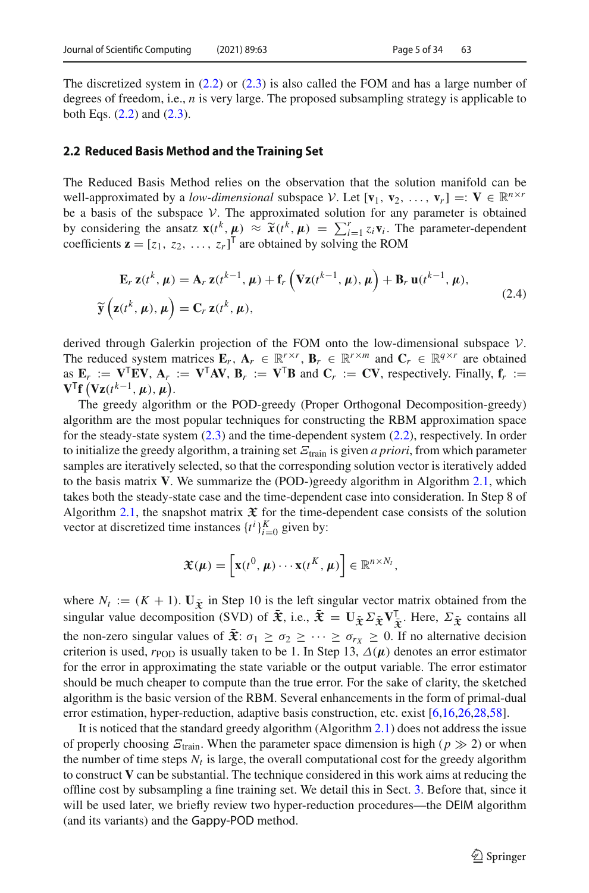The discretized system in (2.2) or (2.3) is also called the FOM and has a large number of degrees of freedom, i.e., $n$ is very large. The proposed subsampling strategy is applicable to both Eqs. (2.2) and (2.3).

### 2.2 Reduced Basis Method and the Training Set

The Reduced Basis Method relies on the observation that the solution manifold can be well-approximated by a *low-dimensional* subspace $\mathcal{V}$. Let $[\mathbf{v}_1, \mathbf{v}_2, \ldots, \mathbf{v}_r] =: \mathbf{V} \in \mathbb{R}^{n \times r}$ be a basis of the subspace $\mathcal{V}$. The approximated solution for any parameter is obtained by considering the ansatz $\mathbf{x}(t^k, \boldsymbol{\mu}) \approx \widetilde{\mathbf{x}}(t^k, \boldsymbol{\mu}) = \sum_{i=1}^{r} z_i \mathbf{v}_i$. The parameter-dependent coefficients $\mathbf{z} = [z_1, z_2, \ldots, z_r]^{\mathsf{T}}$ are obtained by solving the ROM

$$
\begin{aligned}
\mathbf{E}_r\, \mathbf{z}(t^k, \boldsymbol{\mu}) &= \mathbf{A}_r\, \mathbf{z}(t^{k-1}, \boldsymbol{\mu}) + \mathbf{f}_r\left(\mathbf{V}\mathbf{z}(t^{k-1}, \boldsymbol{\mu}), \boldsymbol{\mu}\right) + \mathbf{B}_r\, \mathbf{u}(t^{k-1}, \boldsymbol{\mu}), \\
\widetilde{\mathbf{y}}\left(\mathbf{z}(t^k, \boldsymbol{\mu}), \boldsymbol{\mu}\right) &= \mathbf{C}_r\, \mathbf{z}(t^k, \boldsymbol{\mu}),
\end{aligned}
\tag{2.4}
$$

derived through Galerkin projection of the FOM onto the low-dimensional subspace $\mathcal{V}$. The reduced system matrices $\mathbf{E}_r$, $\mathbf{A}_r \in \mathbb{R}^{r \times r}$, $\mathbf{B}_r \in \mathbb{R}^{r \times m}$ and $\mathbf{C}_r \in \mathbb{R}^{q \times r}$ are obtained as $\mathbf{E}_r := \mathbf{V}^{\mathsf{T}}\mathbf{E}\mathbf{V}$, $\mathbf{A}_r := \mathbf{V}^{\mathsf{T}}\mathbf{A}\mathbf{V}$, $\mathbf{B}_r := \mathbf{V}^{\mathsf{T}}\mathbf{B}$ and $\mathbf{C}_r := \mathbf{C}\mathbf{V}$, respectively. Finally, $\mathbf{f}_r := \mathbf{V}^{\mathsf{T}}\mathbf{f}\left(\mathbf{V}\mathbf{z}(t^{k-1}, \boldsymbol{\mu}), \boldsymbol{\mu}\right)$.

The greedy algorithm or the POD-greedy (Proper Orthogonal Decomposition-greedy) algorithm are the most popular techniques for constructing the RBM approximation space for the steady-state system (2.3) and the time-dependent system (2.2), respectively. In order to initialize the greedy algorithm, a training set $\varXi_{\text{train}}$ is given *a priori*, from which parameter samples are iteratively selected, so that the corresponding solution vector is iteratively added to the basis matrix $\mathbf{V}$. We summarize the (POD-)greedy algorithm in Algorithm 2.1, which takes both the steady-state case and the time-dependent case into consideration. In Step 8 of Algorithm 2.1, the snapshot matrix $\mathfrak{X}$ for the time-dependent case consists of the solution vector at discretized time instances $\{t^i\}_{i=0}^{K}$ given by:

$$
\mathfrak{X}(\boldsymbol{\mu}) = \left[\mathbf{x}(t^0, \boldsymbol{\mu}) \cdots \mathbf{x}(t^K, \boldsymbol{\mu})\right] \in \mathbb{R}^{n \times N_t},
$$

where $N_t := (K + 1)$. $\mathbf{U}_{\bar{\mathfrak{X}}}$ in Step 10 is the left singular vector matrix obtained from the singular value decomposition (SVD) of $\bar{\mathfrak{X}}$, i.e., $\bar{\mathfrak{X}} = \mathbf{U}_{\bar{\mathfrak{X}}} \Sigma_{\bar{\mathfrak{X}}} \mathbf{V}_{\bar{\mathfrak{X}}}^{\mathsf{T}}$. Here, $\Sigma_{\bar{\mathfrak{X}}}$ contains all the non-zero singular values of $\bar{\mathfrak{X}}$: $\sigma_1 \geq \sigma_2 \geq \cdots \geq \sigma_{r_X} \geq 0$. If no alternative decision criterion is used, $r_{\text{POD}}$ is usually taken to be 1. In Step 13, $\Delta(\boldsymbol{\mu})$ denotes an error estimator for the error in approximating the state variable or the output variable. The error estimator should be much cheaper to compute than the true error. For the sake of clarity, the sketched algorithm is the basic version of the RBM. Several enhancements in the form of primal-dual error estimation, hyper-reduction, adaptive basis construction, etc. exist [6,16,26,28,58].

It is noticed that the standard greedy algorithm (Algorithm 2.1) does not address the issue of properly choosing $\varXi_{\text{train}}$. When the parameter space dimension is high ($p \gg 2$) or when the number of time steps $N_t$ is large, the overall computational cost for the greedy algorithm to construct $\mathbf{V}$ can be substantial. The technique considered in this work aims at reducing the offline cost by subsampling a fine training set. We detail this in Sect. 3. Before that, since it will be used later, we briefly review two hyper-reduction procedures—the DEIM algorithm (and its variants) and the Gappy-POD method.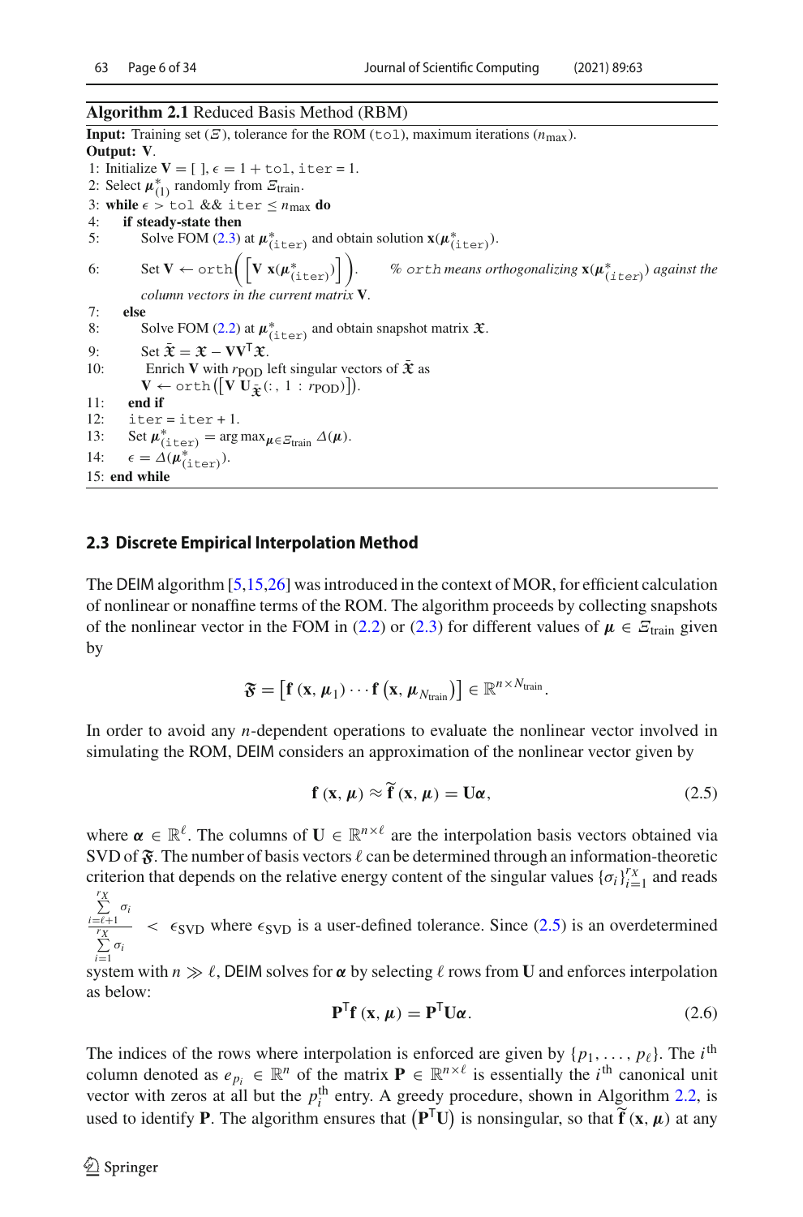**Algorithm 2.1** Reduced Basis Method (RBM)

**Input:** Training set ($\Xi$), tolerance for the ROM (tol), maximum iterations ($n_{\max}$).
**Output:** $\mathbf{V}$.

1: Initialize $\mathbf{V} = [\ ]$, $\epsilon = 1 + \texttt{tol}$, $\texttt{iter} = 1$.
2: Select $\boldsymbol{\mu}^*_{(1)}$ randomly from $\Xi_{\text{train}}$.
3: **while** $\epsilon > \texttt{tol}$ && $\texttt{iter} \leq n_{\max}$ **do**
4: &nbsp;&nbsp;&nbsp;&nbsp;**if steady-state then**
5: &nbsp;&nbsp;&nbsp;&nbsp;&nbsp;&nbsp;&nbsp;&nbsp;Solve FOM (2.3) at $\boldsymbol{\mu}^*_{(\texttt{iter})}$ and obtain solution $\mathbf{x}(\boldsymbol{\mu}^*_{(\texttt{iter})})$.
6: &nbsp;&nbsp;&nbsp;&nbsp;&nbsp;&nbsp;&nbsp;&nbsp;Set $\mathbf{V} \leftarrow \texttt{orth}\left(\left[\mathbf{V}\ \mathbf{x}(\boldsymbol{\mu}^*_{(\texttt{iter})})\right]\right)$. &nbsp;&nbsp;&nbsp;*% orth means orthogonalizing $\mathbf{x}(\boldsymbol{\mu}^*_{(\texttt{iter})})$ against the column vectors in the current matrix $\mathbf{V}$.*
7: &nbsp;&nbsp;&nbsp;&nbsp;**else**
8: &nbsp;&nbsp;&nbsp;&nbsp;&nbsp;&nbsp;&nbsp;&nbsp;Solve FOM (2.2) at $\boldsymbol{\mu}^*_{(\texttt{iter})}$ and obtain snapshot matrix $\mathfrak{X}$.
9: &nbsp;&nbsp;&nbsp;&nbsp;&nbsp;&nbsp;&nbsp;&nbsp;Set $\bar{\mathfrak{X}} = \mathfrak{X} - \mathbf{V}\mathbf{V}^{\mathsf{T}}\mathfrak{X}$.
10: &nbsp;&nbsp;&nbsp;&nbsp;&nbsp;&nbsp;&nbsp;Enrich $\mathbf{V}$ with $r_{\text{POD}}$ left singular vectors of $\bar{\mathfrak{X}}$ as $\mathbf{V} \leftarrow \texttt{orth}\left(\left[\mathbf{V}\ \mathbf{U}_{\bar{\mathfrak{X}}}(:, 1:r_{\text{POD}})\right]\right)$.
11: &nbsp;&nbsp;&nbsp;**end if**
12: &nbsp;&nbsp;&nbsp;$\texttt{iter} = \texttt{iter} + 1$.
13: &nbsp;&nbsp;&nbsp;Set $\boldsymbol{\mu}^*_{(\texttt{iter})} = \arg\max_{\boldsymbol{\mu} \in \Xi_{\text{train}}} \Delta(\boldsymbol{\mu})$.
14: &nbsp;&nbsp;&nbsp;$\epsilon = \Delta(\boldsymbol{\mu}^*_{(\texttt{iter})})$.
15: **end while**

### 2.3 Discrete Empirical Interpolation Method

The DEIM algorithm [5,15,26] was introduced in the context of MOR, for efficient calculation of nonlinear or nonaffine terms of the ROM. The algorithm proceeds by collecting snapshots of the nonlinear vector in the FOM in (2.2) or (2.3) for different values of $\boldsymbol{\mu} \in \Xi_{\text{train}}$ given by

$$\mathfrak{F} = \left[\mathbf{f}\left(\mathbf{x}, \boldsymbol{\mu}_1\right) \cdots \mathbf{f}\left(\mathbf{x}, \boldsymbol{\mu}_{N_{\text{train}}}\right)\right] \in \mathbb{R}^{n \times N_{\text{train}}}.$$

In order to avoid any $n$-dependent operations to evaluate the nonlinear vector involved in simulating the ROM, DEIM considers an approximation of the nonlinear vector given by

$$\mathbf{f}\left(\mathbf{x}, \boldsymbol{\mu}\right) \approx \widetilde{\mathbf{f}}\left(\mathbf{x}, \boldsymbol{\mu}\right) = \mathbf{U}\boldsymbol{\alpha}, \tag{2.5}$$

where $\boldsymbol{\alpha} \in \mathbb{R}^{\ell}$. The columns of $\mathbf{U} \in \mathbb{R}^{n \times \ell}$ are the interpolation basis vectors obtained via SVD of $\mathfrak{F}$. The number of basis vectors $\ell$ can be determined through an information-theoretic criterion that depends on the relative energy content of the singular values $\{\sigma_i\}_{i=1}^{r_X}$ and reads $\dfrac{\sum_{i=\ell+1}^{r_X} \sigma_i}{\sum_{i=1}^{r_X} \sigma_i} < \epsilon_{\text{SVD}}$ where $\epsilon_{\text{SVD}}$ is a user-defined tolerance. Since (2.5) is an overdetermined system with $n \gg \ell$, DEIM solves for $\boldsymbol{\alpha}$ by selecting $\ell$ rows from $\mathbf{U}$ and enforces interpolation as below:

$$\mathbf{P}^{\mathsf{T}}\mathbf{f}\left(\mathbf{x}, \boldsymbol{\mu}\right) = \mathbf{P}^{\mathsf{T}}\mathbf{U}\boldsymbol{\alpha}. \tag{2.6}$$

The indices of the rows where interpolation is enforced are given by $\{p_1, \ldots, p_\ell\}$. The $i^{\text{th}}$ column denoted as $e_{p_i} \in \mathbb{R}^n$ of the matrix $\mathbf{P} \in \mathbb{R}^{n \times \ell}$ is essentially the $i^{\text{th}}$ canonical unit vector with zeros at all but the $p_i^{\text{th}}$ entry. A greedy procedure, shown in Algorithm 2.2, is used to identify $\mathbf{P}$. The algorithm ensures that $\left(\mathbf{P}^{\mathsf{T}}\mathbf{U}\right)$ is nonsingular, so that $\widetilde{\mathbf{f}}\left(\mathbf{x}, \boldsymbol{\mu}\right)$ at any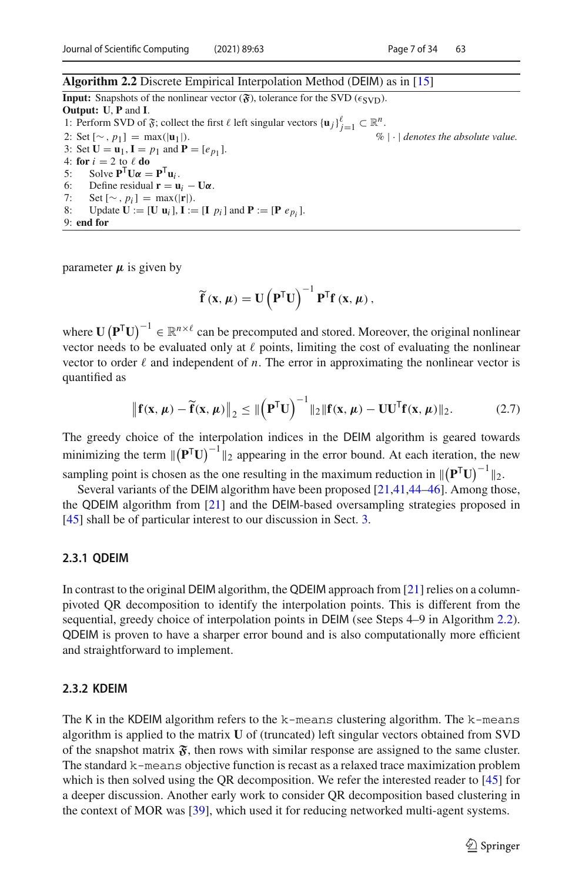**Algorithm 2.2** Discrete Empirical Interpolation Method (DEIM) as in [15]

**Input:** Snapshots of the nonlinear vector ($\mathfrak{F}$), tolerance for the SVD ($\epsilon_{\text{SVD}}$).
**Output:** $\mathbf{U}$, $\mathbf{P}$ and $\mathbf{I}$.
1: Perform SVD of $\mathfrak{F}$; collect the first $\ell$ left singular vectors $\{\mathbf{u}_j\}_{j=1}^{\ell} \subset \mathbb{R}^n$.
2: Set $[\sim, p_1] = \max(|\mathbf{u}_1|)$. *% $|\cdot|$ denotes the absolute value.*
3: Set $\mathbf{U} = \mathbf{u}_1$, $\mathbf{I} = p_1$ and $\mathbf{P} = [e_{p_1}]$.
4: **for** $i = 2$ to $\ell$ **do**
5: Solve $\mathbf{P}^{\mathsf{T}}\mathbf{U}\boldsymbol{\alpha} = \mathbf{P}^{\mathsf{T}}\mathbf{u}_i$.
6: Define residual $\mathbf{r} = \mathbf{u}_i - \mathbf{U}\boldsymbol{\alpha}$.
7: Set $[\sim, p_i] = \max(|\mathbf{r}|)$.
8: Update $\mathbf{U} := [\mathbf{U}\ \mathbf{u}_i]$, $\mathbf{I} := [\mathbf{I}\ p_i]$ and $\mathbf{P} := [\mathbf{P}\ e_{p_i}]$.
9: **end for**

parameter $\boldsymbol{\mu}$ is given by

$$\widetilde{\mathbf{f}}(\mathbf{x}, \boldsymbol{\mu}) = \mathbf{U}\left(\mathbf{P}^{\mathsf{T}}\mathbf{U}\right)^{-1}\mathbf{P}^{\mathsf{T}}\mathbf{f}(\mathbf{x}, \boldsymbol{\mu}),$$

where $\mathbf{U}\left(\mathbf{P}^{\mathsf{T}}\mathbf{U}\right)^{-1} \in \mathbb{R}^{n\times\ell}$ can be precomputed and stored. Moreover, the original nonlinear vector needs to be evaluated only at $\ell$ points, limiting the cost of evaluating the nonlinear vector to order $\ell$ and independent of $n$. The error in approximating the nonlinear vector is quantified as

$$\left\|\mathbf{f}(\mathbf{x}, \boldsymbol{\mu}) - \widetilde{\mathbf{f}}(\mathbf{x}, \boldsymbol{\mu})\right\|_2 \leq \|\left(\mathbf{P}^{\mathsf{T}}\mathbf{U}\right)^{-1}\|_2 \|\mathbf{f}(\mathbf{x}, \boldsymbol{\mu}) - \mathbf{U}\mathbf{U}^{\mathsf{T}}\mathbf{f}(\mathbf{x}, \boldsymbol{\mu})\|_2. \tag{2.7}$$

The greedy choice of the interpolation indices in the DEIM algorithm is geared towards minimizing the term $\|\left(\mathbf{P}^{\mathsf{T}}\mathbf{U}\right)^{-1}\|_2$ appearing in the error bound. At each iteration, the new sampling point is chosen as the one resulting in the maximum reduction in $\|\left(\mathbf{P}^{\mathsf{T}}\mathbf{U}\right)^{-1}\|_2$.

Several variants of the DEIM algorithm have been proposed [21,41,44–46]. Among those, the QDEIM algorithm from [21] and the DEIM-based oversampling strategies proposed in [45] shall be of particular interest to our discussion in Sect. 3.

#### 2.3.1 QDEIM

In contrast to the original DEIM algorithm, the QDEIM approach from [21] relies on a column-pivoted QR decomposition to identify the interpolation points. This is different from the sequential, greedy choice of interpolation points in DEIM (see Steps 4–9 in Algorithm 2.2). QDEIM is proven to have a sharper error bound and is also computationally more efficient and straightforward to implement.

#### 2.3.2 KDEIM

The K in the KDEIM algorithm refers to the `k-means` clustering algorithm. The `k-means` algorithm is applied to the matrix $\mathbf{U}$ of (truncated) left singular vectors obtained from SVD of the snapshot matrix $\mathfrak{F}$, then rows with similar response are assigned to the same cluster. The standard `k-means` objective function is recast as a relaxed trace maximization problem which is then solved using the QR decomposition. We refer the interested reader to [45] for a deeper discussion. Another early work to consider QR decomposition based clustering in the context of MOR was [39], which used it for reducing networked multi-agent systems.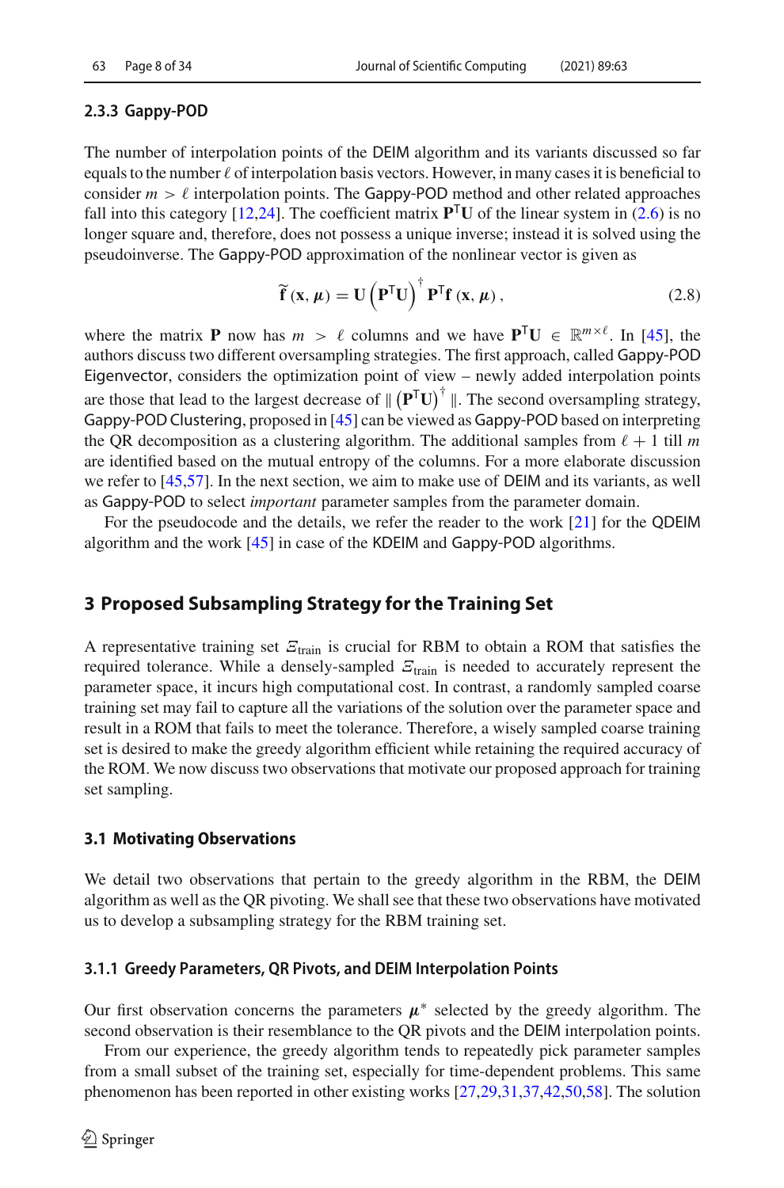#### 2.3.3 Gappy-POD

The number of interpolation points of the DEIM algorithm and its variants discussed so far equals to the number $\ell$ of interpolation basis vectors. However, in many cases it is beneficial to consider $m > \ell$ interpolation points. The Gappy-POD method and other related approaches fall into this category [12,24]. The coefficient matrix $\mathbf{P}^{\mathsf{T}}\mathbf{U}$ of the linear system in (2.6) is no longer square and, therefore, does not possess a unique inverse; instead it is solved using the pseudoinverse. The Gappy-POD approximation of the nonlinear vector is given as

$$\widetilde{\mathbf{f}}(\mathbf{x}, \boldsymbol{\mu}) = \mathbf{U}\left(\mathbf{P}^{\mathsf{T}}\mathbf{U}\right)^{\dagger}\mathbf{P}^{\mathsf{T}}\mathbf{f}(\mathbf{x}, \boldsymbol{\mu}), \tag{2.8}$$

where the matrix $\mathbf{P}$ now has $m > \ell$ columns and we have $\mathbf{P}^{\mathsf{T}}\mathbf{U} \in \mathbb{R}^{m\times\ell}$. In [45], the authors discuss two different oversampling strategies. The first approach, called Gappy-POD Eigenvector, considers the optimization point of view – newly added interpolation points are those that lead to the largest decrease of $\| \left(\mathbf{P}^{\mathsf{T}}\mathbf{U}\right)^{\dagger} \|$. The second oversampling strategy, Gappy-POD Clustering, proposed in [45] can be viewed as Gappy-POD based on interpreting the QR decomposition as a clustering algorithm. The additional samples from $\ell + 1$ till $m$ are identified based on the mutual entropy of the columns. For a more elaborate discussion we refer to [45,57]. In the next section, we aim to make use of DEIM and its variants, as well as Gappy-POD to select *important* parameter samples from the parameter domain.

For the pseudocode and the details, we refer the reader to the work [21] for the QDEIM algorithm and the work [45] in case of the KDEIM and Gappy-POD algorithms.

## 3 Proposed Subsampling Strategy for the Training Set

A representative training set $\Xi_{\text{train}}$ is crucial for RBM to obtain a ROM that satisfies the required tolerance. While a densely-sampled $\Xi_{\text{train}}$ is needed to accurately represent the parameter space, it incurs high computational cost. In contrast, a randomly sampled coarse training set may fail to capture all the variations of the solution over the parameter space and result in a ROM that fails to meet the tolerance. Therefore, a wisely sampled coarse training set is desired to make the greedy algorithm efficient while retaining the required accuracy of the ROM. We now discuss two observations that motivate our proposed approach for training set sampling.

### 3.1 Motivating Observations

We detail two observations that pertain to the greedy algorithm in the RBM, the DEIM algorithm as well as the QR pivoting. We shall see that these two observations have motivated us to develop a subsampling strategy for the RBM training set.

#### 3.1.1 Greedy Parameters, QR Pivots, and DEIM Interpolation Points

Our first observation concerns the parameters $\boldsymbol{\mu}^*$ selected by the greedy algorithm. The second observation is their resemblance to the QR pivots and the DEIM interpolation points.

From our experience, the greedy algorithm tends to repeatedly pick parameter samples from a small subset of the training set, especially for time-dependent problems. This same phenomenon has been reported in other existing works [27,29,31,37,42,50,58]. The solution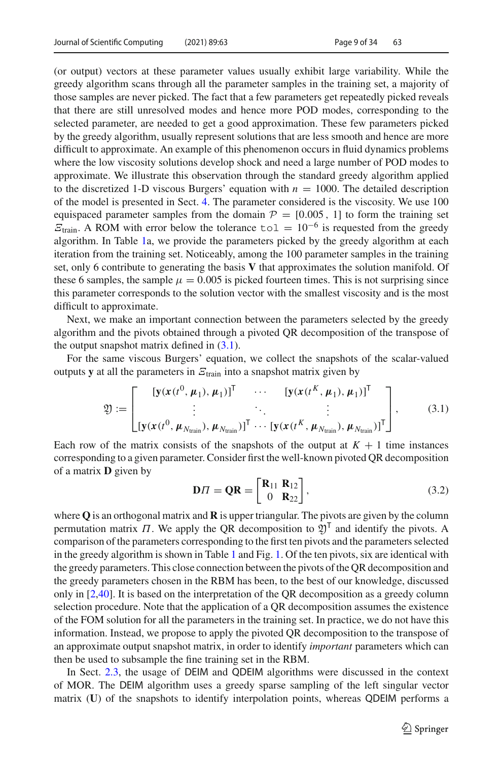(or output) vectors at these parameter values usually exhibit large variability. While the greedy algorithm scans through all the parameter samples in the training set, a majority of those samples are never picked. The fact that a few parameters get repeatedly picked reveals that there are still unresolved modes and hence more POD modes, corresponding to the selected parameter, are needed to get a good approximation. These few parameters picked by the greedy algorithm, usually represent solutions that are less smooth and hence are more difficult to approximate. An example of this phenomenon occurs in fluid dynamics problems where the low viscosity solutions develop shock and need a large number of POD modes to approximate. We illustrate this observation through the standard greedy algorithm applied to the discretized 1-D viscous Burgers' equation with $n = 1000$. The detailed description of the model is presented in Sect. 4. The parameter considered is the viscosity. We use 100 equispaced parameter samples from the domain $\mathcal{P} = [0.005\,,\, 1]$ to form the training set $\Xi_{\text{train}}$. A ROM with error below the tolerance $\texttt{tol} = 10^{-6}$ is requested from the greedy algorithm. In Table 1a, we provide the parameters picked by the greedy algorithm at each iteration from the training set. Noticeably, among the 100 parameter samples in the training set, only 6 contribute to generating the basis $\mathbf{V}$ that approximates the solution manifold. Of these 6 samples, the sample $\mu = 0.005$ is picked fourteen times. This is not surprising since this parameter corresponds to the solution vector with the smallest viscosity and is the most difficult to approximate.

Next, we make an important connection between the parameters selected by the greedy algorithm and the pivots obtained through a pivoted QR decomposition of the transpose of the output snapshot matrix defined in (3.1).

For the same viscous Burgers' equation, we collect the snapshots of the scalar-valued outputs $\mathbf{y}$ at all the parameters in $\Xi_{\text{train}}$ into a snapshot matrix given by

$$\mathfrak{Y} := \begin{bmatrix} [\mathbf{y}(\boldsymbol{x}(t^0, \boldsymbol{\mu}_1), \boldsymbol{\mu}_1)]^\mathsf{T} & \cdots & [\mathbf{y}(\boldsymbol{x}(t^K, \boldsymbol{\mu}_1), \boldsymbol{\mu}_1)]^\mathsf{T} \\ \vdots & \ddots & \vdots \\ [\mathbf{y}(\boldsymbol{x}(t^0, \boldsymbol{\mu}_{N_{\text{train}}}), \boldsymbol{\mu}_{N_{\text{train}}})]^\mathsf{T} & \cdots & [\mathbf{y}(\boldsymbol{x}(t^K, \boldsymbol{\mu}_{N_{\text{train}}}), \boldsymbol{\mu}_{N_{\text{train}}})]^\mathsf{T} \end{bmatrix}, \tag{3.1}$$

Each row of the matrix consists of the snapshots of the output at $K + 1$ time instances corresponding to a given parameter. Consider first the well-known pivoted QR decomposition of a matrix $\mathbf{D}$ given by

$$\mathbf{D}\Pi = \mathbf{Q}\mathbf{R} = \begin{bmatrix} \mathbf{R}_{11} & \mathbf{R}_{12} \\ 0 & \mathbf{R}_{22} \end{bmatrix}, \tag{3.2}$$

where $\mathbf{Q}$ is an orthogonal matrix and $\mathbf{R}$ is upper triangular. The pivots are given by the column permutation matrix $\Pi$. We apply the QR decomposition to $\mathfrak{Y}^\mathsf{T}$ and identify the pivots. A comparison of the parameters corresponding to the first ten pivots and the parameters selected in the greedy algorithm is shown in Table 1 and Fig. 1. Of the ten pivots, six are identical with the greedy parameters. This close connection between the pivots of the QR decomposition and the greedy parameters chosen in the RBM has been, to the best of our knowledge, discussed only in [2,40]. It is based on the interpretation of the QR decomposition as a greedy column selection procedure. Note that the application of a QR decomposition assumes the existence of the FOM solution for all the parameters in the training set. In practice, we do not have this information. Instead, we propose to apply the pivoted QR decomposition to the transpose of an approximate output snapshot matrix, in order to identify *important* parameters which can then be used to subsample the fine training set in the RBM.

In Sect. 2.3, the usage of DEIM and QDEIM algorithms were discussed in the context of MOR. The DEIM algorithm uses a greedy sparse sampling of the left singular vector matrix ($\mathbf{U}$) of the snapshots to identify interpolation points, whereas QDEIM performs a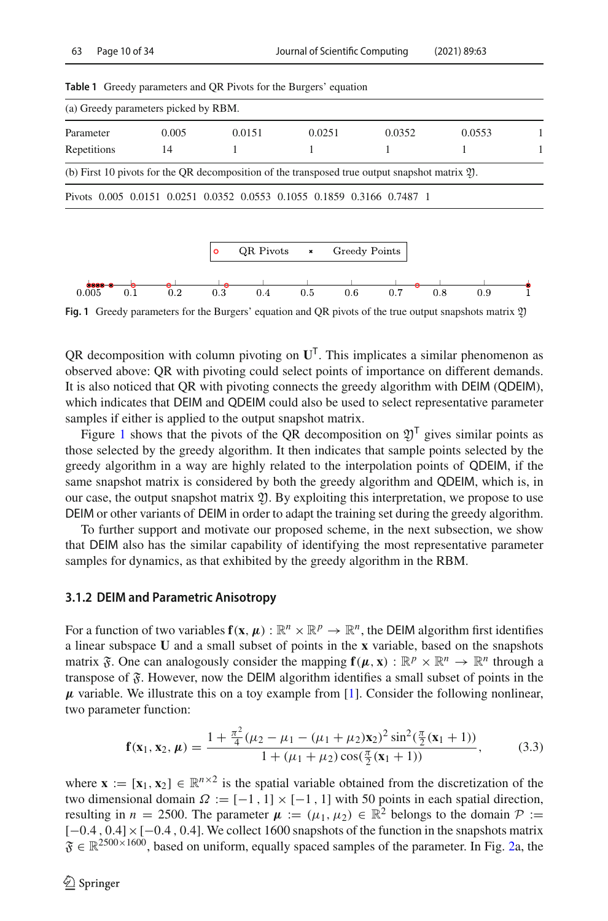**Table 1** Greedy parameters and QR Pivots for the Burgers' equation

(a) Greedy parameters picked by RBM.

| Parameter | 0.005 | 0.0151 | 0.0251 | 0.0352 | 0.0553 | 1 |
|---|---|---|---|---|---|---|
| Repetitions | 14 | 1 | 1 | 1 | 1 | 1 |

(b) First 10 pivots for the QR decomposition of the transposed true output snapshot matrix $\mathfrak{Y}$.

| Pivots | 0.005 | 0.0151 | 0.0251 | 0.0352 | 0.0553 | 0.1055 | 0.1859 | 0.3166 | 0.7487 | 1 |
|---|---|---|---|---|---|---|---|---|---|---|

**Fig. 1** Greedy parameters for the Burgers' equation and QR pivots of the true output snapshots matrix $\mathfrak{Y}$

QR decomposition with column pivoting on $\mathbf{U}^\mathsf{T}$. This implicates a similar phenomenon as observed above: QR with pivoting could select points of importance on different demands. It is also noticed that QR with pivoting connects the greedy algorithm with DEIM (QDEIM), which indicates that DEIM and QDEIM could also be used to select representative parameter samples if either is applied to the output snapshot matrix.

Figure 1 shows that the pivots of the QR decomposition on $\mathfrak{Y}^\mathsf{T}$ gives similar points as those selected by the greedy algorithm. It then indicates that sample points selected by the greedy algorithm in a way are highly related to the interpolation points of QDEIM, if the same snapshot matrix is considered by both the greedy algorithm and QDEIM, which is, in our case, the output snapshot matrix $\mathfrak{Y}$. By exploiting this interpretation, we propose to use DEIM or other variants of DEIM in order to adapt the training set during the greedy algorithm.

To further support and motivate our proposed scheme, in the next subsection, we show that DEIM also has the similar capability of identifying the most representative parameter samples for dynamics, as that exhibited by the greedy algorithm in the RBM.

### 3.1.2 DEIM and Parametric Anisotropy

For a function of two variables $\mathbf{f}(\mathbf{x}, \boldsymbol{\mu}) : \mathbb{R}^n \times \mathbb{R}^p \to \mathbb{R}^n$, the DEIM algorithm first identifies a linear subspace $\mathbf{U}$ and a small subset of points in the $\mathbf{x}$ variable, based on the snapshots matrix $\mathfrak{F}$. One can analogously consider the mapping $\mathbf{f}(\boldsymbol{\mu}, \mathbf{x}) : \mathbb{R}^p \times \mathbb{R}^n \to \mathbb{R}^n$ through a transpose of $\mathfrak{F}$. However, now the DEIM algorithm identifies a small subset of points in the $\boldsymbol{\mu}$ variable. We illustrate this on a toy example from [1]. Consider the following nonlinear, two parameter function:

$$\mathbf{f}(\mathbf{x}_1, \mathbf{x}_2, \boldsymbol{\mu}) = \frac{1 + \frac{\pi^2}{4}(\mu_2 - \mu_1 - (\mu_1 + \mu_2)\mathbf{x}_2)^2 \sin^2(\frac{\pi}{2}(\mathbf{x}_1 + 1))}{1 + (\mu_1 + \mu_2)\cos(\frac{\pi}{2}(\mathbf{x}_1 + 1))}, \tag{3.3}$$

where $\mathbf{x} := [\mathbf{x}_1, \mathbf{x}_2] \in \mathbb{R}^{n \times 2}$ is the spatial variable obtained from the discretization of the two dimensional domain $\Omega := [-1\,, 1] \times [-1\,, 1]$ with 50 points in each spatial direction, resulting in $n = 2500$. The parameter $\boldsymbol{\mu} := (\mu_1, \mu_2) \in \mathbb{R}^2$ belongs to the domain $\mathcal{P} := [-0.4\,, 0.4] \times [-0.4\,, 0.4]$. We collect 1600 snapshots of the function in the snapshots matrix $\mathfrak{F} \in \mathbb{R}^{2500 \times 1600}$, based on uniform, equally spaced samples of the parameter. In Fig. 2a, the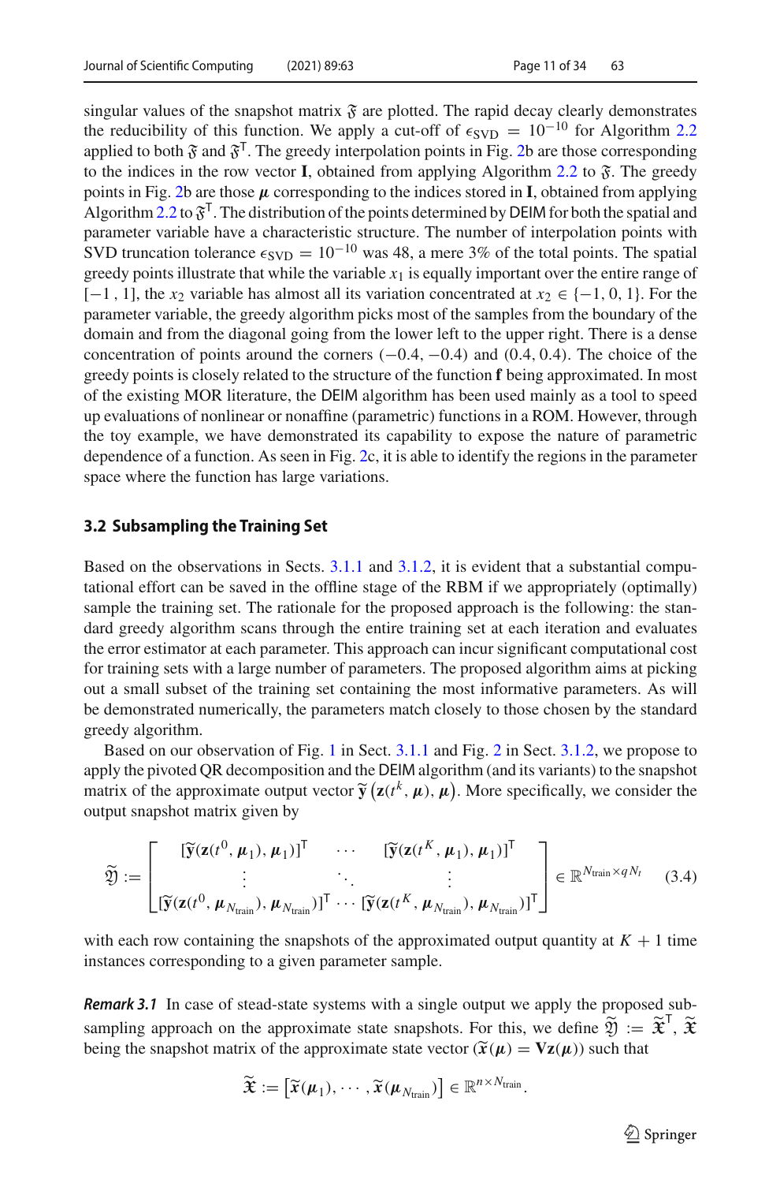singular values of the snapshot matrix $\mathfrak{F}$ are plotted. The rapid decay clearly demonstrates the reducibility of this function. We apply a cut-off of $\epsilon_{\text{SVD}} = 10^{-10}$ for Algorithm 2.2 applied to both $\mathfrak{F}$ and $\mathfrak{F}^{\mathsf{T}}$. The greedy interpolation points in Fig. 2b are those corresponding to the indices in the row vector $\mathbf{I}$, obtained from applying Algorithm 2.2 to $\mathfrak{F}$. The greedy points in Fig. 2b are those $\boldsymbol{\mu}$ corresponding to the indices stored in $\mathbf{I}$, obtained from applying Algorithm 2.2 to $\mathfrak{F}^{\mathsf{T}}$. The distribution of the points determined by DEIM for both the spatial and parameter variable have a characteristic structure. The number of interpolation points with SVD truncation tolerance $\epsilon_{\text{SVD}} = 10^{-10}$ was 48, a mere 3% of the total points. The spatial greedy points illustrate that while the variable $x_1$ is equally important over the entire range of $[-1, 1]$, the $x_2$ variable has almost all its variation concentrated at $x_2 \in \{-1, 0, 1\}$. For the parameter variable, the greedy algorithm picks most of the samples from the boundary of the domain and from the diagonal going from the lower left to the upper right. There is a dense concentration of points around the corners $(-0.4, -0.4)$ and $(0.4, 0.4)$. The choice of the greedy points is closely related to the structure of the function $\mathbf{f}$ being approximated. In most of the existing MOR literature, the DEIM algorithm has been used mainly as a tool to speed up evaluations of nonlinear or nonaffine (parametric) functions in a ROM. However, through the toy example, we have demonstrated its capability to expose the nature of parametric dependence of a function. As seen in Fig. 2c, it is able to identify the regions in the parameter space where the function has large variations.

### 3.2 Subsampling the Training Set

Based on the observations in Sects. 3.1.1 and 3.1.2, it is evident that a substantial computational effort can be saved in the offline stage of the RBM if we appropriately (optimally) sample the training set. The rationale for the proposed approach is the following: the standard greedy algorithm scans through the entire training set at each iteration and evaluates the error estimator at each parameter. This approach can incur significant computational cost for training sets with a large number of parameters. The proposed algorithm aims at picking out a small subset of the training set containing the most informative parameters. As will be demonstrated numerically, the parameters match closely to those chosen by the standard greedy algorithm.

Based on our observation of Fig. 1 in Sect. 3.1.1 and Fig. 2 in Sect. 3.1.2, we propose to apply the pivoted QR decomposition and the DEIM algorithm (and its variants) to the snapshot matrix of the approximate output vector $\widetilde{\mathbf{y}}\left(\mathbf{z}(t^k, \boldsymbol{\mu}), \boldsymbol{\mu}\right)$. More specifically, we consider the output snapshot matrix given by

$$\widetilde{\mathfrak{Y}} := \begin{bmatrix} [\widetilde{\mathbf{y}}(\mathbf{z}(t^0, \boldsymbol{\mu}_1), \boldsymbol{\mu}_1)]^{\mathsf{T}} & \cdots & [\widetilde{\mathbf{y}}(\mathbf{z}(t^K, \boldsymbol{\mu}_1), \boldsymbol{\mu}_1)]^{\mathsf{T}} \\ \vdots & \ddots & \vdots \\ [\widetilde{\mathbf{y}}(\mathbf{z}(t^0, \boldsymbol{\mu}_{N_{\text{train}}}), \boldsymbol{\mu}_{N_{\text{train}}})]^{\mathsf{T}} & \cdots & [\widetilde{\mathbf{y}}(\mathbf{z}(t^K, \boldsymbol{\mu}_{N_{\text{train}}}), \boldsymbol{\mu}_{N_{\text{train}}})]^{\mathsf{T}} \end{bmatrix} \in \mathbb{R}^{N_{\text{train}} \times q N_t} \tag{3.4}$$

with each row containing the snapshots of the approximated output quantity at $K+1$ time instances corresponding to a given parameter sample.

***Remark 3.1*** In case of stead-state systems with a single output we apply the proposed subsampling approach on the approximate state snapshots. For this, we define $\widetilde{\mathfrak{Y}} := \widetilde{\mathfrak{X}}^{\mathsf{T}}$, $\widetilde{\mathfrak{X}}$ being the snapshot matrix of the approximate state vector ($\widetilde{\mathbf{x}}(\boldsymbol{\mu}) = \mathbf{V}\mathbf{z}(\boldsymbol{\mu})$) such that

$$\widetilde{\mathfrak{X}} := \left[\widetilde{\mathbf{x}}(\boldsymbol{\mu}_1), \cdots, \widetilde{\mathbf{x}}(\boldsymbol{\mu}_{N_{\text{train}}})\right] \in \mathbb{R}^{n \times N_{\text{train}}}.$$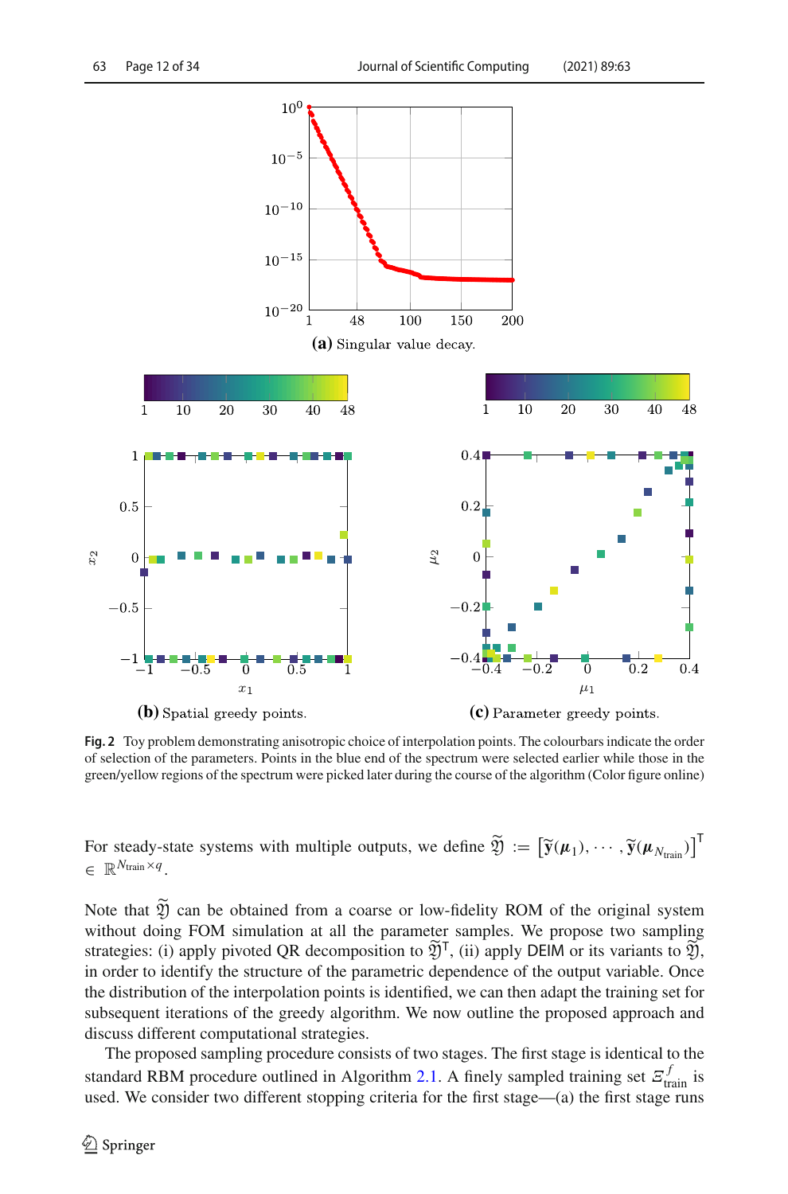(a) Singular value decay.

(b) Spatial greedy points.

(c) Parameter greedy points.

**Fig. 2** Toy problem demonstrating anisotropic choice of interpolation points. The colourbars indicate the order of selection of the parameters. Points in the blue end of the spectrum were selected earlier while those in the green/yellow regions of the spectrum were picked later during the course of the algorithm (Color figure online)

For steady-state systems with multiple outputs, we define $\widetilde{\mathfrak{Y}} := \left[\widetilde{\mathbf{y}}(\boldsymbol{\mu}_1), \cdots, \widetilde{\mathbf{y}}(\boldsymbol{\mu}_{N_{\text{train}}})\right]^{\mathsf{T}} \in \mathbb{R}^{N_{\text{train}} \times q}$.

Note that $\widetilde{\mathfrak{Y}}$ can be obtained from a coarse or low-fidelity ROM of the original system without doing FOM simulation at all the parameter samples. We propose two sampling strategies: (i) apply pivoted QR decomposition to $\widetilde{\mathfrak{Y}}^{\mathsf{T}}$, (ii) apply DEIM or its variants to $\widetilde{\mathfrak{Y}}$, in order to identify the structure of the parametric dependence of the output variable. Once the distribution of the interpolation points is identified, we can then adapt the training set for subsequent iterations of the greedy algorithm. We now outline the proposed approach and discuss different computational strategies.

The proposed sampling procedure consists of two stages. The first stage is identical to the standard RBM procedure outlined in Algorithm 2.1. A finely sampled training set $\Xi^{f}_{\text{train}}$ is used. We consider two different stopping criteria for the first stage—(a) the first stage runs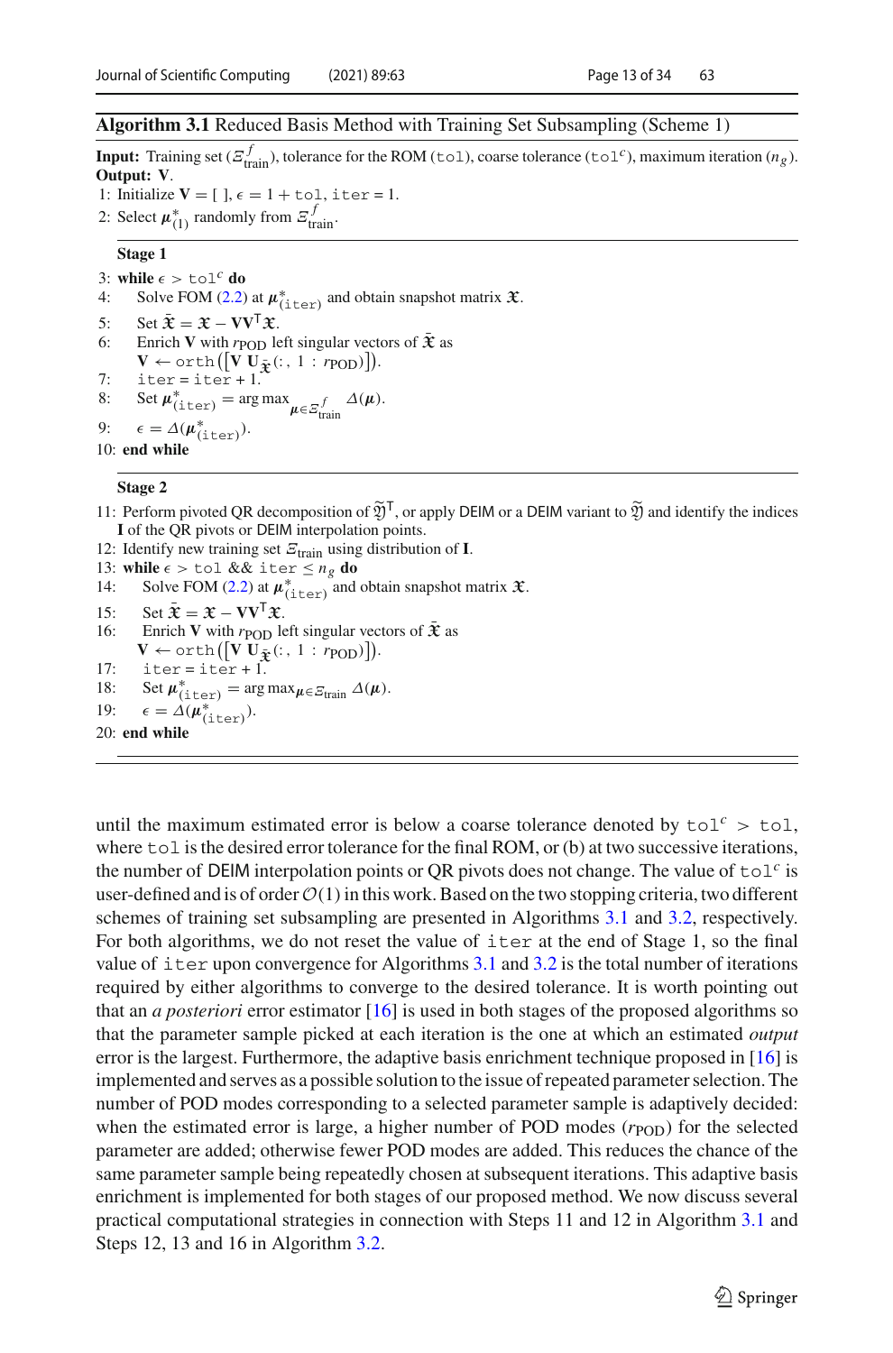**Algorithm 3.1** Reduced Basis Method with Training Set Subsampling (Scheme 1)

**Input:** Training set ($\Xi^f_{\text{train}}$), tolerance for the ROM ($\texttt{tol}$), coarse tolerance ($\texttt{tol}^c$), maximum iteration ($n_g$).
**Output:** $\mathbf{V}$.

1: Initialize $\mathbf{V} = [\ ]$, $\epsilon = 1 + \texttt{tol}$, $\texttt{iter} = 1$.
2: Select $\boldsymbol{\mu}^*_{(1)}$ randomly from $\Xi^f_{\text{train}}$.

**Stage 1**

3: **while** $\epsilon > \texttt{tol}^c$ **do**
4: Solve FOM (2.2) at $\boldsymbol{\mu}^*_{(\texttt{iter})}$ and obtain snapshot matrix $\mathfrak{X}$.
5: Set $\bar{\mathfrak{X}} = \mathfrak{X} - \mathbf{V}\mathbf{V}^{\mathsf{T}}\mathfrak{X}$.
6: Enrich $\mathbf{V}$ with $r_{\text{POD}}$ left singular vectors of $\bar{\mathfrak{X}}$ as $\mathbf{V} \leftarrow \texttt{orth}\big(\big[\mathbf{V}\ \mathbf{U}_{\bar{\mathfrak{X}}}(:, 1 : r_{\text{POD}})\big]\big)$.
7: $\texttt{iter} = \texttt{iter} + 1$.
8: Set $\boldsymbol{\mu}^*_{(\texttt{iter})} = \arg\max_{\boldsymbol{\mu} \in \Xi^f_{\text{train}}} \Delta(\boldsymbol{\mu})$.
9: $\epsilon = \Delta(\boldsymbol{\mu}^*_{(\texttt{iter})})$.
10: **end while**

**Stage 2**

11: Perform pivoted QR decomposition of $\widetilde{\mathfrak{Y}}^{\mathsf{T}}$, or apply DEIM or a DEIM variant to $\widetilde{\mathfrak{Y}}$ and identify the indices $\mathbf{I}$ of the QR pivots or DEIM interpolation points.
12: Identify new training set $\Xi_{\text{train}}$ using distribution of $\mathbf{I}$.
13: **while** $\epsilon > \texttt{tol}$ && $\texttt{iter} \leq n_g$ **do**
14: Solve FOM (2.2) at $\boldsymbol{\mu}^*_{(\texttt{iter})}$ and obtain snapshot matrix $\mathfrak{X}$.
15: Set $\bar{\mathfrak{X}} = \mathfrak{X} - \mathbf{V}\mathbf{V}^{\mathsf{T}}\mathfrak{X}$.
16: Enrich $\mathbf{V}$ with $r_{\text{POD}}$ left singular vectors of $\bar{\mathfrak{X}}$ as $\mathbf{V} \leftarrow \texttt{orth}\big(\big[\mathbf{V}\ \mathbf{U}_{\bar{\mathfrak{X}}}(:, 1 : r_{\text{POD}})\big]\big)$.
17: $\texttt{iter} = \texttt{iter} + 1$.
18: Set $\boldsymbol{\mu}^*_{(\texttt{iter})} = \arg\max_{\boldsymbol{\mu} \in \Xi_{\text{train}}} \Delta(\boldsymbol{\mu})$.
19: $\epsilon = \Delta(\boldsymbol{\mu}^*_{(\texttt{iter})})$.
20: **end while**

until the maximum estimated error is below a coarse tolerance denoted by $\texttt{tol}^c > \texttt{tol}$, where $\texttt{tol}$ is the desired error tolerance for the final ROM, or (b) at two successive iterations, the number of DEIM interpolation points or QR pivots does not change. The value of $\texttt{tol}^c$ is user-defined and is of order $\mathcal{O}(1)$ in this work. Based on the two stopping criteria, two different schemes of training set subsampling are presented in Algorithms 3.1 and 3.2, respectively. For both algorithms, we do not reset the value of $\texttt{iter}$ at the end of Stage 1, so the final value of $\texttt{iter}$ upon convergence for Algorithms 3.1 and 3.2 is the total number of iterations required by either algorithms to converge to the desired tolerance. It is worth pointing out that an *a posteriori* error estimator [16] is used in both stages of the proposed algorithms so that the parameter sample picked at each iteration is the one at which an estimated *output* error is the largest. Furthermore, the adaptive basis enrichment technique proposed in [16] is implemented and serves as a possible solution to the issue of repeated parameter selection. The number of POD modes corresponding to a selected parameter sample is adaptively decided: when the estimated error is large, a higher number of POD modes ($r_{\text{POD}}$) for the selected parameter are added; otherwise fewer POD modes are added. This reduces the chance of the same parameter sample being repeatedly chosen at subsequent iterations. This adaptive basis enrichment is implemented for both stages of our proposed method. We now discuss several practical computational strategies in connection with Steps 11 and 12 in Algorithm 3.1 and Steps 12, 13 and 16 in Algorithm 3.2.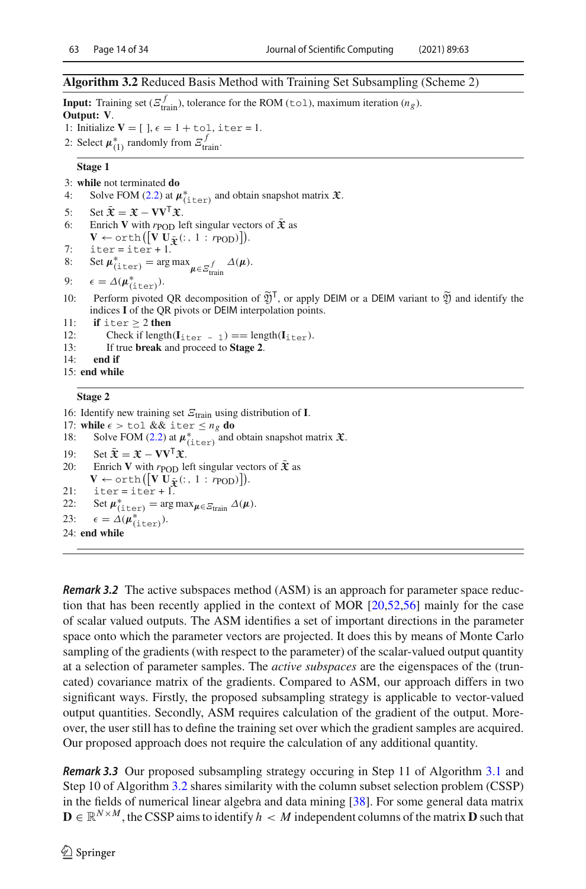**Algorithm 3.2** Reduced Basis Method with Training Set Subsampling (Scheme 2)

**Input:** Training set ($\Xi^f_{\text{train}}$), tolerance for the ROM (`tol`), maximum iteration ($n_g$).
**Output:** $\mathbf{V}$.

1: Initialize $\mathbf{V} = [\ ]$, $\epsilon = 1 + $ `tol`, `iter` $= 1$.
2: Select $\boldsymbol{\mu}^*_{(1)}$ randomly from $\Xi^f_{\text{train}}$.

**Stage 1**

3: **while** not terminated **do**
4: Solve FOM (2.2) at $\boldsymbol{\mu}^*_{(\texttt{iter})}$ and obtain snapshot matrix $\boldsymbol{\mathfrak{X}}$.
5: Set $\bar{\boldsymbol{\mathfrak{X}}} = \boldsymbol{\mathfrak{X}} - \mathbf{V}\mathbf{V}^\mathsf{T}\boldsymbol{\mathfrak{X}}$.
6: Enrich $\mathbf{V}$ with $r_{\text{POD}}$ left singular vectors of $\bar{\boldsymbol{\mathfrak{X}}}$ as $\mathbf{V} \leftarrow \texttt{orth}\left(\left[\mathbf{V}\ \mathbf{U}_{\bar{\boldsymbol{\mathfrak{X}}}}(:, 1 : r_{\text{POD}})\right]\right)$.
7: `iter` = `iter` + 1.
8: Set $\boldsymbol{\mu}^*_{(\texttt{iter})} = \arg\max_{\boldsymbol{\mu} \in \Xi^f_{\text{train}}} \Delta(\boldsymbol{\mu})$.
9: $\epsilon = \Delta(\boldsymbol{\mu}^*_{(\texttt{iter})})$.
10: Perform pivoted QR decomposition of $\widetilde{\mathfrak{Y}}^\mathsf{T}$, or apply DEIM or a DEIM variant to $\widetilde{\mathfrak{Y}}$ and identify the indices $\mathbf{I}$ of the QR pivots or DEIM interpolation points.
11: **if** `iter` $\geq 2$ **then**
12: Check if length($\mathbf{I}_{\texttt{iter - 1}}$) == length($\mathbf{I}_{\texttt{iter}}$).
13: If true **break** and proceed to **Stage 2**.
14: **end if**
15: **end while**

**Stage 2**

16: Identify new training set $\Xi_{\text{train}}$ using distribution of $\mathbf{I}$.
17: **while** $\epsilon >$ `tol` && `iter` $\leq n_g$ **do**
18: Solve FOM (2.2) at $\boldsymbol{\mu}^*_{(\texttt{iter})}$ and obtain snapshot matrix $\boldsymbol{\mathfrak{X}}$.
19: Set $\bar{\boldsymbol{\mathfrak{X}}} = \boldsymbol{\mathfrak{X}} - \mathbf{V}\mathbf{V}^\mathsf{T}\boldsymbol{\mathfrak{X}}$.
20: Enrich $\mathbf{V}$ with $r_{\text{POD}}$ left singular vectors of $\bar{\boldsymbol{\mathfrak{X}}}$ as $\mathbf{V} \leftarrow \texttt{orth}\left(\left[\mathbf{V}\ \mathbf{U}_{\bar{\boldsymbol{\mathfrak{X}}}}(:, 1 : r_{\text{POD}})\right]\right)$.
21: `iter` = `iter` + 1.
22: Set $\boldsymbol{\mu}^*_{(\texttt{iter})} = \arg\max_{\boldsymbol{\mu} \in \Xi_{\text{train}}} \Delta(\boldsymbol{\mu})$.
23: $\epsilon = \Delta(\boldsymbol{\mu}^*_{(\texttt{iter})})$.
24: **end while**

***Remark 3.2*** The active subspaces method (ASM) is an approach for parameter space reduction that has been recently applied in the context of MOR [20,52,56] mainly for the case of scalar valued outputs. The ASM identifies a set of important directions in the parameter space onto which the parameter vectors are projected. It does this by means of Monte Carlo sampling of the gradients (with respect to the parameter) of the scalar-valued output quantity at a selection of parameter samples. The *active subspaces* are the eigenspaces of the (truncated) covariance matrix of the gradients. Compared to ASM, our approach differs in two significant ways. Firstly, the proposed subsampling strategy is applicable to vector-valued output quantities. Secondly, ASM requires calculation of the gradient of the output. Moreover, the user still has to define the training set over which the gradient samples are acquired. Our proposed approach does not require the calculation of any additional quantity.

***Remark 3.3*** Our proposed subsampling strategy occuring in Step 11 of Algorithm 3.1 and Step 10 of Algorithm 3.2 shares similarity with the column subset selection problem (CSSP) in the fields of numerical linear algebra and data mining [38]. For some general data matrix $\mathbf{D} \in \mathbb{R}^{N \times M}$, the CSSP aims to identify $h < M$ independent columns of the matrix $\mathbf{D}$ such that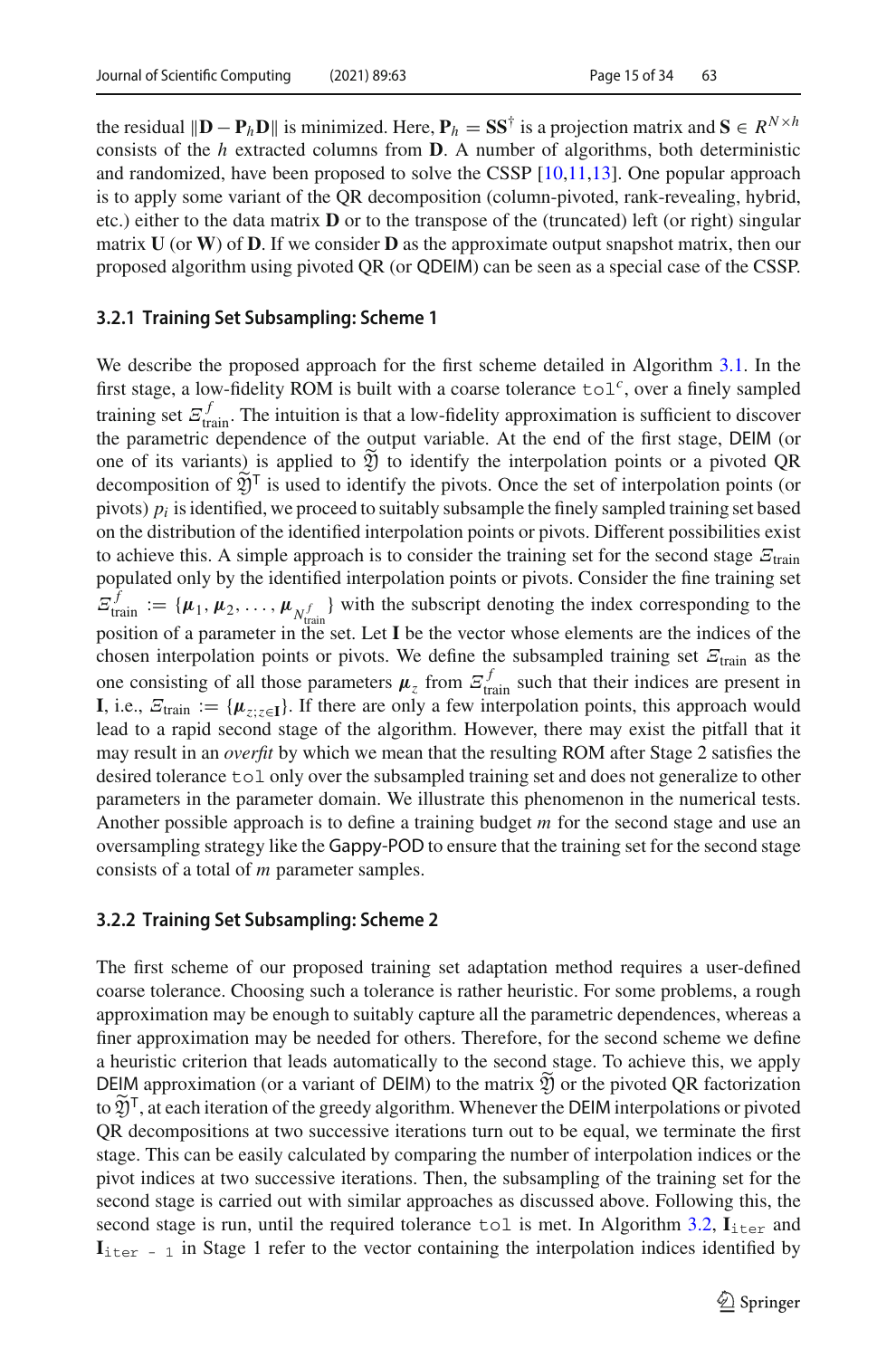the residual $\|\mathbf{D} - \mathbf{P}_h\mathbf{D}\|$ is minimized. Here, $\mathbf{P}_h = \mathbf{S}\mathbf{S}^{\dagger}$ is a projection matrix and $\mathbf{S} \in R^{N \times h}$ consists of the $h$ extracted columns from $\mathbf{D}$. A number of algorithms, both deterministic and randomized, have been proposed to solve the CSSP [10,11,13]. One popular approach is to apply some variant of the QR decomposition (column-pivoted, rank-revealing, hybrid, etc.) either to the data matrix $\mathbf{D}$ or to the transpose of the (truncated) left (or right) singular matrix $\mathbf{U}$ (or $\mathbf{W}$) of $\mathbf{D}$. If we consider $\mathbf{D}$ as the approximate output snapshot matrix, then our proposed algorithm using pivoted QR (or QDEIM) can be seen as a special case of the CSSP.

### 3.2.1 Training Set Subsampling: Scheme 1

We describe the proposed approach for the first scheme detailed in Algorithm 3.1. In the first stage, a low-fidelity ROM is built with a coarse tolerance $\texttt{tol}^c$, over a finely sampled training set $\Xi^f_{\text{train}}$. The intuition is that a low-fidelity approximation is sufficient to discover the parametric dependence of the output variable. At the end of the first stage, DEIM (or one of its variants) is applied to $\widetilde{\mathfrak{Y}}$ to identify the interpolation points or a pivoted QR decomposition of $\widetilde{\mathfrak{Y}}^{\mathsf{T}}$ is used to identify the pivots. Once the set of interpolation points (or pivots) $p_i$ is identified, we proceed to suitably subsample the finely sampled training set based on the distribution of the identified interpolation points or pivots. Different possibilities exist to achieve this. A simple approach is to consider the training set for the second stage $\Xi_{\text{train}}$ populated only by the identified interpolation points or pivots. Consider the fine training set $\Xi^f_{\text{train}} := \{\boldsymbol{\mu}_1, \boldsymbol{\mu}_2, \ldots, \boldsymbol{\mu}_{N^f_{\text{train}}}\}$ with the subscript denoting the index corresponding to the position of a parameter in the set. Let $\mathbf{I}$ be the vector whose elements are the indices of the chosen interpolation points or pivots. We define the subsampled training set $\Xi_{\text{train}}$ as the one consisting of all those parameters $\boldsymbol{\mu}_z$ from $\Xi^f_{\text{train}}$ such that their indices are present in $\mathbf{I}$, i.e., $\Xi_{\text{train}} := \{\boldsymbol{\mu}_{z; z \in \mathbf{I}}\}$. If there are only a few interpolation points, this approach would lead to a rapid second stage of the algorithm. However, there may exist the pitfall that it may result in an *overfit* by which we mean that the resulting ROM after Stage 2 satisfies the desired tolerance $\texttt{tol}$ only over the subsampled training set and does not generalize to other parameters in the parameter domain. We illustrate this phenomenon in the numerical tests. Another possible approach is to define a training budget $m$ for the second stage and use an oversampling strategy like the Gappy-POD to ensure that the training set for the second stage consists of a total of $m$ parameter samples.

### 3.2.2 Training Set Subsampling: Scheme 2

The first scheme of our proposed training set adaptation method requires a user-defined coarse tolerance. Choosing such a tolerance is rather heuristic. For some problems, a rough approximation may be enough to suitably capture all the parametric dependences, whereas a finer approximation may be needed for others. Therefore, for the second scheme we define a heuristic criterion that leads automatically to the second stage. To achieve this, we apply DEIM approximation (or a variant of DEIM) to the matrix $\widetilde{\mathfrak{Y}}$ or the pivoted QR factorization to $\widetilde{\mathfrak{Y}}^{\mathsf{T}}$, at each iteration of the greedy algorithm. Whenever the DEIM interpolations or pivoted QR decompositions at two successive iterations turn out to be equal, we terminate the first stage. This can be easily calculated by comparing the number of interpolation indices or the pivot indices at two successive iterations. Then, the subsampling of the training set for the second stage is carried out with similar approaches as discussed above. Following this, the second stage is run, until the required tolerance $\texttt{tol}$ is met. In Algorithm 3.2, $\mathbf{I}_{\texttt{iter}}$ and $\mathbf{I}_{\texttt{iter - 1}}$ in Stage 1 refer to the vector containing the interpolation indices identified by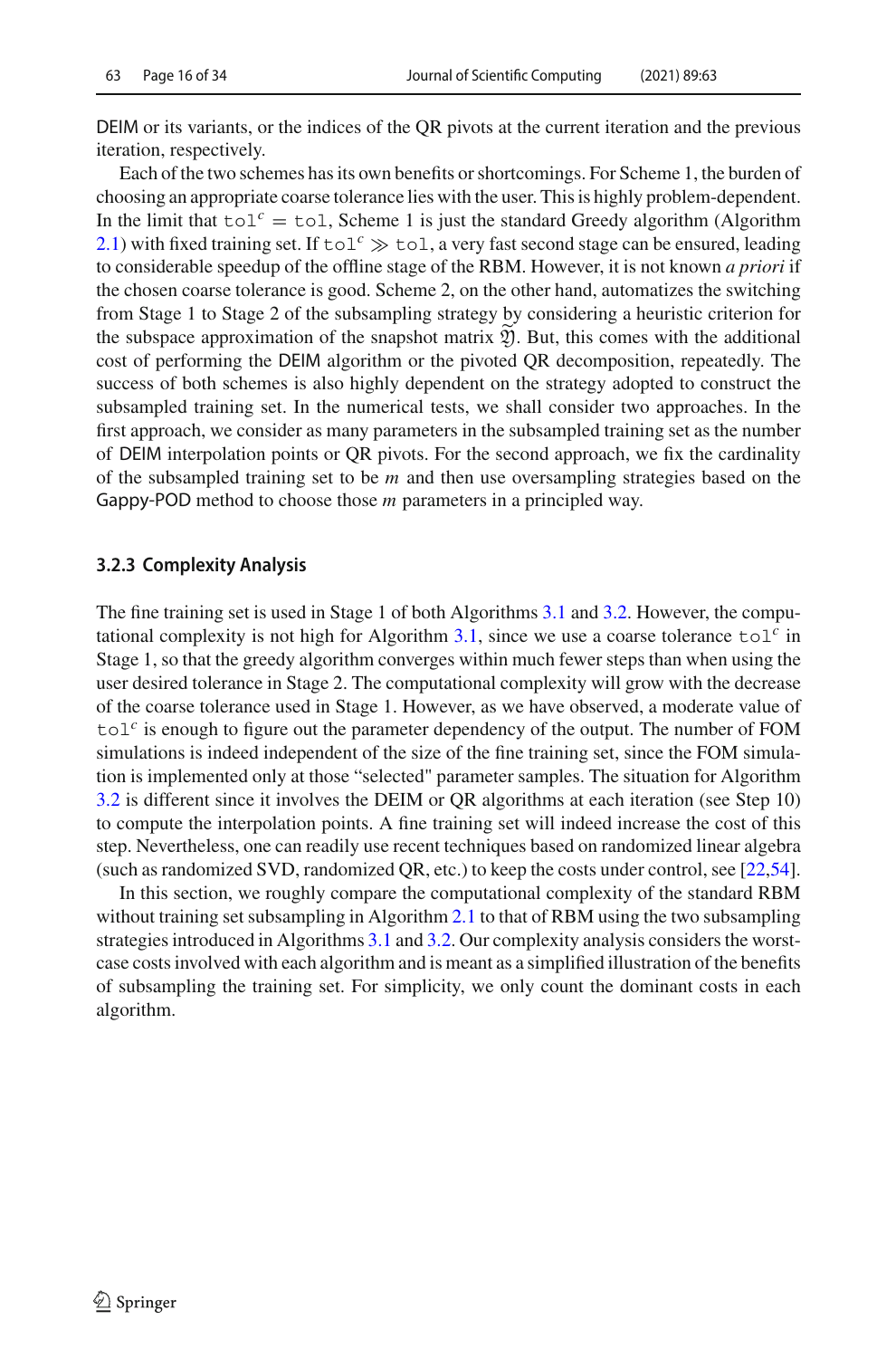DEIM or its variants, or the indices of the QR pivots at the current iteration and the previous iteration, respectively.

Each of the two schemes has its own benefits or shortcomings. For Scheme 1, the burden of choosing an appropriate coarse tolerance lies with the user. This is highly problem-dependent. In the limit that $\texttt{tol}^c = \texttt{tol}$, Scheme 1 is just the standard Greedy algorithm (Algorithm 2.1) with fixed training set. If $\texttt{tol}^c \gg \texttt{tol}$, a very fast second stage can be ensured, leading to considerable speedup of the offline stage of the RBM. However, it is not known *a priori* if the chosen coarse tolerance is good. Scheme 2, on the other hand, automatizes the switching from Stage 1 to Stage 2 of the subsampling strategy by considering a heuristic criterion for the subspace approximation of the snapshot matrix $\widetilde{\mathfrak{Y}}$. But, this comes with the additional cost of performing the DEIM algorithm or the pivoted QR decomposition, repeatedly. The success of both schemes is also highly dependent on the strategy adopted to construct the subsampled training set. In the numerical tests, we shall consider two approaches. In the first approach, we consider as many parameters in the subsampled training set as the number of DEIM interpolation points or QR pivots. For the second approach, we fix the cardinality of the subsampled training set to be $m$ and then use oversampling strategies based on the Gappy-POD method to choose those $m$ parameters in a principled way.

### 3.2.3 Complexity Analysis

The fine training set is used in Stage 1 of both Algorithms 3.1 and 3.2. However, the computational complexity is not high for Algorithm 3.1, since we use a coarse tolerance $\texttt{tol}^c$ in Stage 1, so that the greedy algorithm converges within much fewer steps than when using the user desired tolerance in Stage 2. The computational complexity will grow with the decrease of the coarse tolerance used in Stage 1. However, as we have observed, a moderate value of $\texttt{tol}^c$ is enough to figure out the parameter dependency of the output. The number of FOM simulations is indeed independent of the size of the fine training set, since the FOM simulation is implemented only at those "selected" parameter samples. The situation for Algorithm 3.2 is different since it involves the DEIM or QR algorithms at each iteration (see Step 10) to compute the interpolation points. A fine training set will indeed increase the cost of this step. Nevertheless, one can readily use recent techniques based on randomized linear algebra (such as randomized SVD, randomized QR, etc.) to keep the costs under control, see [22,54].

In this section, we roughly compare the computational complexity of the standard RBM without training set subsampling in Algorithm 2.1 to that of RBM using the two subsampling strategies introduced in Algorithms 3.1 and 3.2. Our complexity analysis considers the worst-case costs involved with each algorithm and is meant as a simplified illustration of the benefits of subsampling the training set. For simplicity, we only count the dominant costs in each algorithm.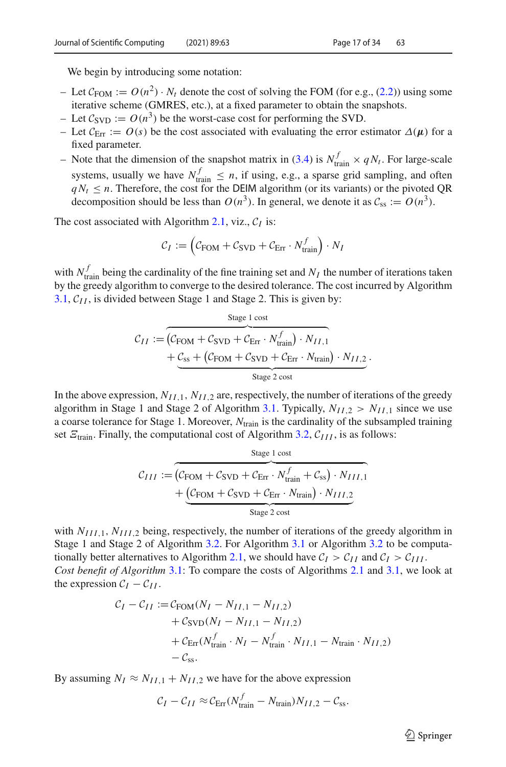We begin by introducing some notation:

- Let $\mathcal{C}_{\text{FOM}} := O(n^2) \cdot N_t$ denote the cost of solving the FOM (for e.g., (2.2)) using some iterative scheme (GMRES, etc.), at a fixed parameter to obtain the snapshots.
- Let $\mathcal{C}_{\text{SVD}} := O(n^3)$ be the worst-case cost for performing the SVD.
- Let $\mathcal{C}_{\text{Err}} := O(s)$ be the cost associated with evaluating the error estimator $\Delta(\boldsymbol{\mu})$ for a fixed parameter.
- Note that the dimension of the snapshot matrix in (3.4) is $N_{\text{train}}^f \times qN_t$. For large-scale systems, usually we have $N_{\text{train}}^f \leq n$, if using, e.g., a sparse grid sampling, and often $qN_t \leq n$. Therefore, the cost for the DEIM algorithm (or its variants) or the pivoted QR decomposition should be less than $O(n^3)$. In general, we denote it as $\mathcal{C}_{\text{ss}} := O(n^3)$.

The cost associated with Algorithm 2.1, viz., $\mathcal{C}_I$ is:

$$\mathcal{C}_I := \left(\mathcal{C}_{\text{FOM}} + \mathcal{C}_{\text{SVD}} + \mathcal{C}_{\text{Err}} \cdot N_{\text{train}}^f\right) \cdot N_I$$

with $N_{\text{train}}^f$ being the cardinality of the fine training set and $N_I$ the number of iterations taken by the greedy algorithm to converge to the desired tolerance. The cost incurred by Algorithm 3.1, $\mathcal{C}_{II}$, is divided between Stage 1 and Stage 2. This is given by:

$$\begin{aligned}
\mathcal{C}_{II} := &\overbrace{\left(\mathcal{C}_{\text{FOM}} + \mathcal{C}_{\text{SVD}} + \mathcal{C}_{\text{Err}} \cdot N_{\text{train}}^f\right) \cdot N_{II,1}}^{\text{Stage 1 cost}} \\
&+ \underbrace{\mathcal{C}_{\text{ss}} + \left(\mathcal{C}_{\text{FOM}} + \mathcal{C}_{\text{SVD}} + \mathcal{C}_{\text{Err}} \cdot N_{\text{train}}\right) \cdot N_{II,2}}_{\text{Stage 2 cost}}.
\end{aligned}$$

In the above expression, $N_{II,1}$, $N_{II,2}$ are, respectively, the number of iterations of the greedy algorithm in Stage 1 and Stage 2 of Algorithm 3.1. Typically, $N_{II,2} > N_{II,1}$ since we use a coarse tolerance for Stage 1. Moreover, $N_{\text{train}}$ is the cardinality of the subsampled training set $\Xi_{\text{train}}$. Finally, the computational cost of Algorithm 3.2, $\mathcal{C}_{III}$, is as follows:

$$\begin{aligned}
\mathcal{C}_{III} := &\overbrace{\left(\mathcal{C}_{\text{FOM}} + \mathcal{C}_{\text{SVD}} + \mathcal{C}_{\text{Err}} \cdot N_{\text{train}}^f + \mathcal{C}_{\text{ss}}\right) \cdot N_{III,1}}^{\text{Stage 1 cost}} \\
&+ \underbrace{\left(\mathcal{C}_{\text{FOM}} + \mathcal{C}_{\text{SVD}} + \mathcal{C}_{\text{Err}} \cdot N_{\text{train}}\right) \cdot N_{III,2}}_{\text{Stage 2 cost}}
\end{aligned}$$

with $N_{III,1}$, $N_{III,2}$ being, respectively, the number of iterations of the greedy algorithm in Stage 1 and Stage 2 of Algorithm 3.2. For Algorithm 3.1 or Algorithm 3.2 to be computationally better alternatives to Algorithm 2.1, we should have $\mathcal{C}_I > \mathcal{C}_{II}$ and $\mathcal{C}_I > \mathcal{C}_{III}$.

*Cost benefit of Algorithm* 3.1: To compare the costs of Algorithms 2.1 and 3.1, we look at the expression $\mathcal{C}_I - \mathcal{C}_{II}$.

$$\begin{aligned}
\mathcal{C}_I - \mathcal{C}_{II} :=& \mathcal{C}_{\text{FOM}}(N_I - N_{II,1} - N_{II,2}) \\
&+ \mathcal{C}_{\text{SVD}}(N_I - N_{II,1} - N_{II,2}) \\
&+ \mathcal{C}_{\text{Err}}(N_{\text{train}}^f \cdot N_I - N_{\text{train}}^f \cdot N_{II,1} - N_{\text{train}} \cdot N_{II,2}) \\
&- \mathcal{C}_{\text{ss}}.
\end{aligned}$$

By assuming $N_I \approx N_{II,1} + N_{II,2}$ we have for the above expression

$$\mathcal{C}_I - \mathcal{C}_{II} \approx \mathcal{C}_{\text{Err}}(N_{\text{train}}^f - N_{\text{train}})N_{II,2} - \mathcal{C}_{\text{ss}}.$$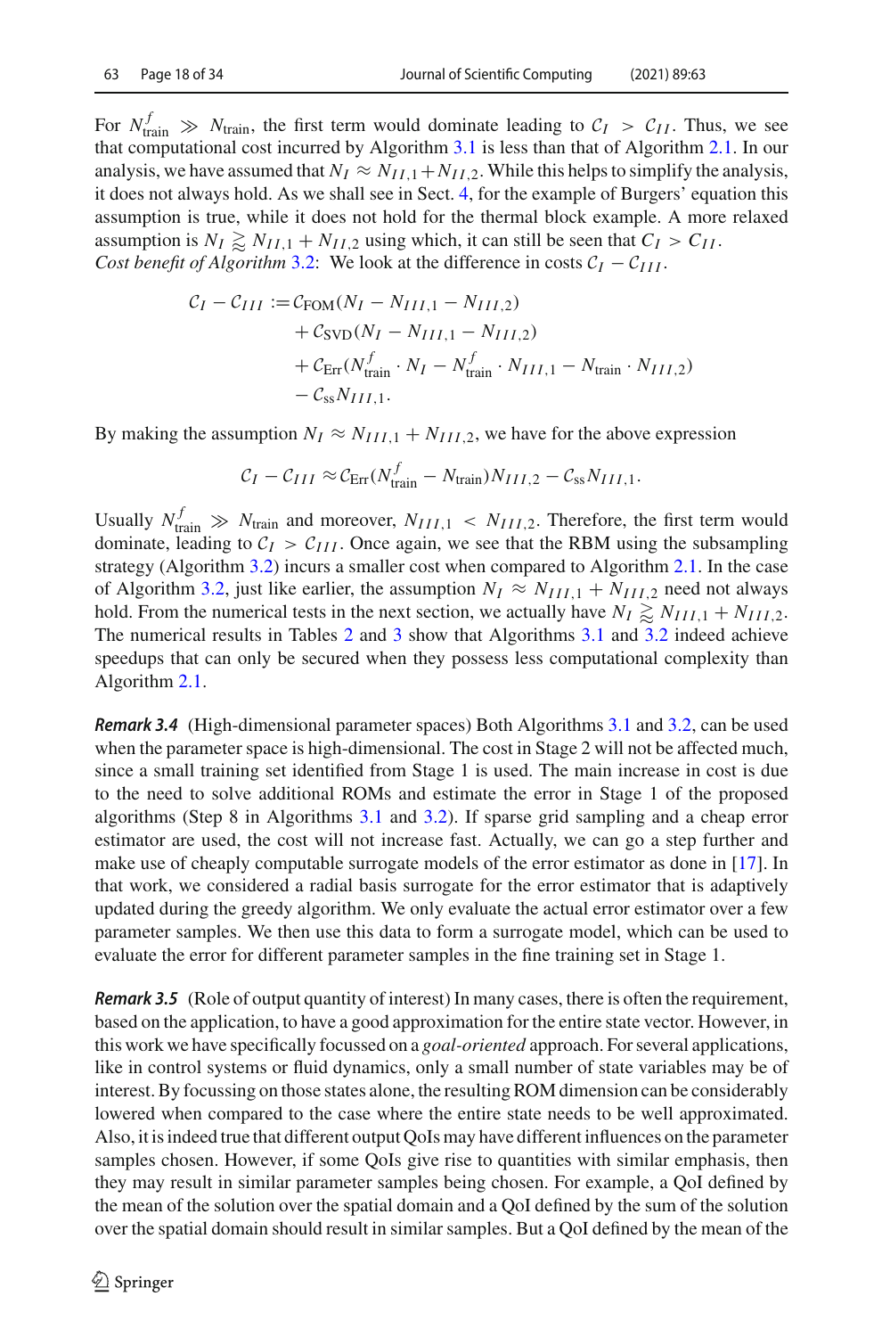For $N^f_{\text{train}} \gg N_{\text{train}}$, the first term would dominate leading to $\mathcal{C}_I > \mathcal{C}_{II}$. Thus, we see that computational cost incurred by Algorithm 3.1 is less than that of Algorithm 2.1. In our analysis, we have assumed that $N_I \approx N_{II,1} + N_{II,2}$. While this helps to simplify the analysis, it does not always hold. As we shall see in Sect. 4, for the example of Burgers' equation this assumption is true, while it does not hold for the thermal block example. A more relaxed assumption is $N_I \gtrapprox N_{II,1} + N_{II,2}$ using which, it can still be seen that $\mathcal{C}_I > \mathcal{C}_{II}$.
*Cost benefit of Algorithm* 3.2: We look at the difference in costs $\mathcal{C}_I - \mathcal{C}_{III}$.

$$
\begin{aligned}
\mathcal{C}_I - \mathcal{C}_{III} := &\mathcal{C}_{\text{FOM}}(N_I - N_{III,1} - N_{III,2}) \\
&+ \mathcal{C}_{\text{SVD}}(N_I - N_{III,1} - N_{III,2}) \\
&+ \mathcal{C}_{\text{Err}}(N^f_{\text{train}} \cdot N_I - N^f_{\text{train}} \cdot N_{III,1} - N_{\text{train}} \cdot N_{III,2}) \\
&- \mathcal{C}_{\text{ss}} N_{III,1}.
\end{aligned}
$$

By making the assumption $N_I \approx N_{III,1} + N_{III,2}$, we have for the above expression

$$
\mathcal{C}_I - \mathcal{C}_{III} \approx \mathcal{C}_{\text{Err}}(N^f_{\text{train}} - N_{\text{train}}) N_{III,2} - \mathcal{C}_{\text{ss}} N_{III,1}.
$$

Usually $N^f_{\text{train}} \gg N_{\text{train}}$ and moreover, $N_{III,1} < N_{III,2}$. Therefore, the first term would dominate, leading to $\mathcal{C}_I > \mathcal{C}_{III}$. Once again, we see that the RBM using the subsampling strategy (Algorithm 3.2) incurs a smaller cost when compared to Algorithm 2.1. In the case of Algorithm 3.2, just like earlier, the assumption $N_I \approx N_{III,1} + N_{III,2}$ need not always hold. From the numerical tests in the next section, we actually have $N_I \gtrapprox N_{III,1} + N_{III,2}$. The numerical results in Tables 2 and 3 show that Algorithms 3.1 and 3.2 indeed achieve speedups that can only be secured when they possess less computational complexity than Algorithm 2.1.

***Remark 3.4*** (High-dimensional parameter spaces) Both Algorithms 3.1 and 3.2, can be used when the parameter space is high-dimensional. The cost in Stage 2 will not be affected much, since a small training set identified from Stage 1 is used. The main increase in cost is due to the need to solve additional ROMs and estimate the error in Stage 1 of the proposed algorithms (Step 8 in Algorithms 3.1 and 3.2). If sparse grid sampling and a cheap error estimator are used, the cost will not increase fast. Actually, we can go a step further and make use of cheaply computable surrogate models of the error estimator as done in [17]. In that work, we considered a radial basis surrogate for the error estimator that is adaptively updated during the greedy algorithm. We only evaluate the actual error estimator over a few parameter samples. We then use this data to form a surrogate model, which can be used to evaluate the error for different parameter samples in the fine training set in Stage 1.

***Remark 3.5*** (Role of output quantity of interest) In many cases, there is often the requirement, based on the application, to have a good approximation for the entire state vector. However, in this work we have specifically focussed on a *goal-oriented* approach. For several applications, like in control systems or fluid dynamics, only a small number of state variables may be of interest. By focussing on those states alone, the resulting ROM dimension can be considerably lowered when compared to the case where the entire state needs to be well approximated. Also, it is indeed true that different output QoIs may have different influences on the parameter samples chosen. However, if some QoIs give rise to quantities with similar emphasis, then they may result in similar parameter samples being chosen. For example, a QoI defined by the mean of the solution over the spatial domain and a QoI defined by the sum of the solution over the spatial domain should result in similar samples. But a QoI defined by the mean of the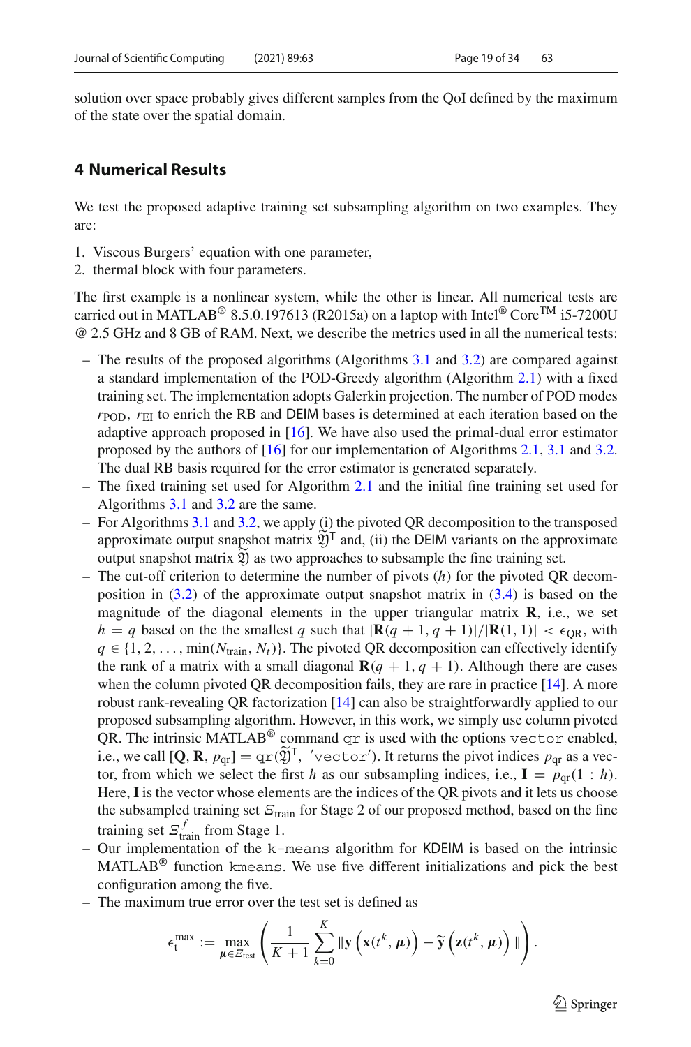solution over space probably gives different samples from the QoI defined by the maximum of the state over the spatial domain.

## 4 Numerical Results

We test the proposed adaptive training set subsampling algorithm on two examples. They are:

1. Viscous Burgers' equation with one parameter,
2. thermal block with four parameters.

The first example is a nonlinear system, while the other is linear. All numerical tests are carried out in MATLAB® 8.5.0.197613 (R2015a) on a laptop with Intel® Core™ i5-7200U @ 2.5 GHz and 8 GB of RAM. Next, we describe the metrics used in all the numerical tests:

- The results of the proposed algorithms (Algorithms 3.1 and 3.2) are compared against a standard implementation of the POD-Greedy algorithm (Algorithm 2.1) with a fixed training set. The implementation adopts Galerkin projection. The number of POD modes $r_{\text{POD}}$, $r_{\text{EI}}$ to enrich the RB and DEIM bases is determined at each iteration based on the adaptive approach proposed in [16]. We have also used the primal-dual error estimator proposed by the authors of [16] for our implementation of Algorithms 2.1, 3.1 and 3.2. The dual RB basis required for the error estimator is generated separately.
- The fixed training set used for Algorithm 2.1 and the initial fine training set used for Algorithms 3.1 and 3.2 are the same.
- For Algorithms 3.1 and 3.2, we apply (i) the pivoted QR decomposition to the transposed approximate output snapshot matrix $\widetilde{\mathfrak{Y}}^{\mathsf{T}}$ and, (ii) the DEIM variants on the approximate output snapshot matrix $\widetilde{\mathfrak{Y}}$ as two approaches to subsample the fine training set.
- The cut-off criterion to determine the number of pivots ($h$) for the pivoted QR decomposition in (3.2) of the approximate output snapshot matrix in (3.4) is based on the magnitude of the diagonal elements in the upper triangular matrix $\mathbf{R}$, i.e., we set $h = q$ based on the the smallest $q$ such that $|\mathbf{R}(q+1, q+1)|/|\mathbf{R}(1,1)| < \epsilon_{\text{QR}}$, with $q \in \{1, 2, \ldots, \min(N_{\text{train}}, N_t)\}$. The pivoted QR decomposition can effectively identify the rank of a matrix with a small diagonal $\mathbf{R}(q+1, q+1)$. Although there are cases when the column pivoted QR decomposition fails, they are rare in practice [14]. A more robust rank-revealing QR factorization [14] can also be straightforwardly applied to our proposed subsampling algorithm. However, in this work, we simply use column pivoted QR. The intrinsic MATLAB® command `qr` is used with the options `vector` enabled, i.e., we call $[\mathbf{Q}, \mathbf{R}, p_{\text{qr}}] = \texttt{qr}(\widetilde{\mathfrak{Y}}^{\mathsf{T}}, \ '\texttt{vector}')$. It returns the pivot indices $p_{\text{qr}}$ as a vector, from which we select the first $h$ as our subsampling indices, i.e., $\mathbf{I} = p_{\text{qr}}(1:h)$. Here, $\mathbf{I}$ is the vector whose elements are the indices of the QR pivots and it lets us choose the subsampled training set $\Xi_{\text{train}}$ for Stage 2 of our proposed method, based on the fine training set $\Xi_{\text{train}}^{f}$ from Stage 1.
- Our implementation of the `k-means` algorithm for KDEIM is based on the intrinsic MATLAB® function `kmeans`. We use five different initializations and pick the best configuration among the five.
- The maximum true error over the test set is defined as

$$\epsilon_{\text{t}}^{\max} := \max_{\boldsymbol{\mu} \in \Xi_{\text{test}}} \left( \frac{1}{K+1} \sum_{k=0}^{K} \|\mathbf{y}\left(\mathbf{x}(t^k, \boldsymbol{\mu})\right) - \widetilde{\mathbf{y}}\left(\mathbf{z}(t^k, \boldsymbol{\mu})\right)\| \right).$$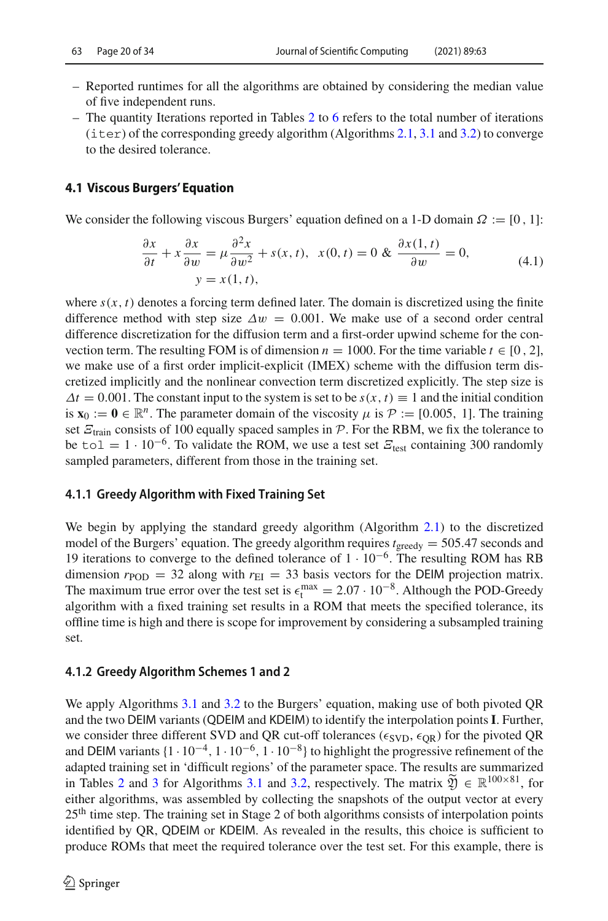- Reported runtimes for all the algorithms are obtained by considering the median value of five independent runs.
- The quantity Iterations reported in Tables 2 to 6 refers to the total number of iterations (`iter`) of the corresponding greedy algorithm (Algorithms 2.1, 3.1 and 3.2) to converge to the desired tolerance.

### 4.1 Viscous Burgers' Equation

We consider the following viscous Burgers' equation defined on a 1-D domain $\Omega := [0\,, 1]$:

$$\frac{\partial x}{\partial t} + x\frac{\partial x}{\partial w} = \mu \frac{\partial^2 x}{\partial w^2} + s(x,t), \quad x(0,t) = 0 \;\&\; \frac{\partial x(1,t)}{\partial w} = 0, \\ y = x(1,t), \tag{4.1}$$

where $s(x, t)$ denotes a forcing term defined later. The domain is discretized using the finite difference method with step size $\Delta w = 0.001$. We make use of a second order central difference discretization for the diffusion term and a first-order upwind scheme for the convection term. The resulting FOM is of dimension $n = 1000$. For the time variable $t \in [0\,, 2]$, we make use of a first order implicit-explicit (IMEX) scheme with the diffusion term discretized implicitly and the nonlinear convection term discretized explicitly. The step size is $\Delta t = 0.001$. The constant input to the system is set to be $s(x, t) \equiv 1$ and the initial condition is $\mathbf{x}_0 := \mathbf{0} \in \mathbb{R}^n$. The parameter domain of the viscosity $\mu$ is $\mathcal{P} := [0.005,\ 1]$. The training set $\Xi_{\text{train}}$ consists of 100 equally spaced samples in $\mathcal{P}$. For the RBM, we fix the tolerance to be `tol` $= 1 \cdot 10^{-6}$. To validate the ROM, we use a test set $\Xi_{\text{test}}$ containing 300 randomly sampled parameters, different from those in the training set.

#### 4.1.1 Greedy Algorithm with Fixed Training Set

We begin by applying the standard greedy algorithm (Algorithm 2.1) to the discretized model of the Burgers' equation. The greedy algorithm requires $t_{\text{greedy}} = 505.47$ seconds and 19 iterations to converge to the defined tolerance of $1 \cdot 10^{-6}$. The resulting ROM has RB dimension $r_{\text{POD}} = 32$ along with $r_{\text{EI}} = 33$ basis vectors for the DEIM projection matrix. The maximum true error over the test set is $\epsilon_{\text{t}}^{\max} = 2.07 \cdot 10^{-8}$. Although the POD-Greedy algorithm with a fixed training set results in a ROM that meets the specified tolerance, its offline time is high and there is scope for improvement by considering a subsampled training set.

#### 4.1.2 Greedy Algorithm Schemes 1 and 2

We apply Algorithms 3.1 and 3.2 to the Burgers' equation, making use of both pivoted QR and the two DEIM variants (QDEIM and KDEIM) to identify the interpolation points $\mathbf{I}$. Further, we consider three different SVD and QR cut-off tolerances ($\epsilon_{\text{SVD}}$, $\epsilon_{\text{QR}}$) for the pivoted QR and DEIM variants $\{1 \cdot 10^{-4}, 1 \cdot 10^{-6}, 1 \cdot 10^{-8}\}$ to highlight the progressive refinement of the adapted training set in 'difficult regions' of the parameter space. The results are summarized in Tables 2 and 3 for Algorithms 3.1 and 3.2, respectively. The matrix $\widetilde{\mathfrak{Y}} \in \mathbb{R}^{100 \times 81}$, for either algorithms, was assembled by collecting the snapshots of the output vector at every $25^{\text{th}}$ time step. The training set in Stage 2 of both algorithms consists of interpolation points identified by QR, QDEIM or KDEIM. As revealed in the results, this choice is sufficient to produce ROMs that meet the required tolerance over the test set. For this example, there is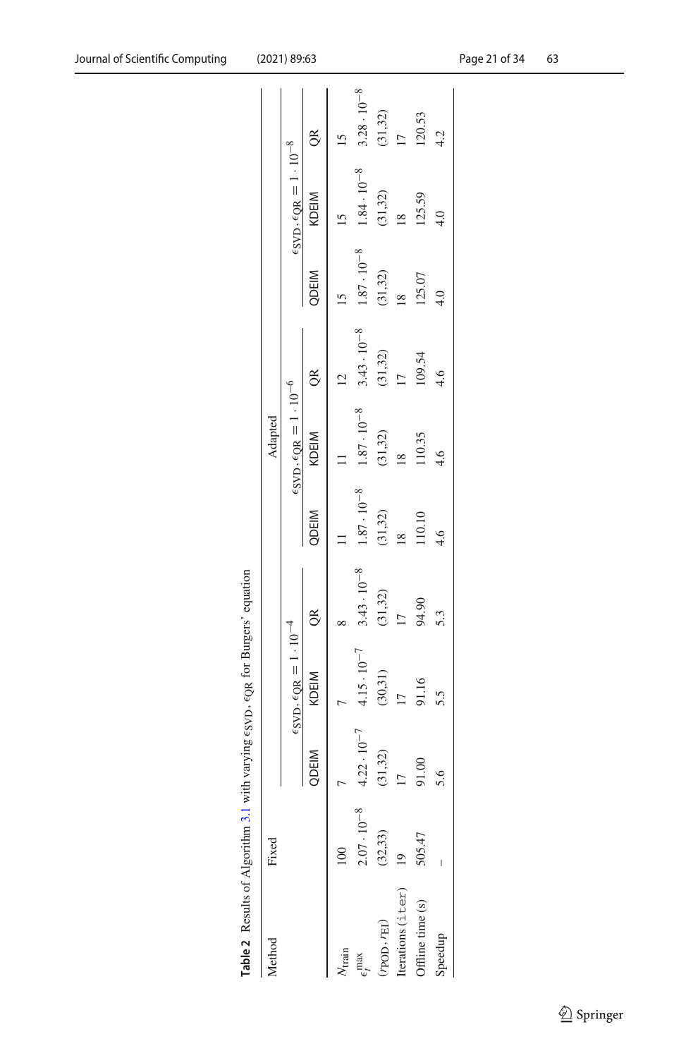**Table 2** Results of Algorithm 3.1 with varying $\epsilon_{\mathrm{SVD}}, \epsilon_{\mathrm{QR}}$ for Burgers' equation

| Method | Fixed | Adapted | | | | | | | | |
|---|---|---|---|---|---|---|---|---|---|---|
| | | $\epsilon_{\mathrm{SVD}}, \epsilon_{\mathrm{QR}} = 1 \cdot 10^{-4}$ | | | $\epsilon_{\mathrm{SVD}}, \epsilon_{\mathrm{QR}} = 1 \cdot 10^{-6}$ | | | $\epsilon_{\mathrm{SVD}}, \epsilon_{\mathrm{QR}} = 1 \cdot 10^{-8}$ | | |
| | | QDEIM | KDEIM | QR | QDEIM | KDEIM | QR | QDEIM | KDEIM | QR |
| $N_{\mathrm{train}}$ | 100 | 7 | 7 | 8 | 11 | 11 | 12 | 15 | 15 | 15 |
| $\epsilon_t^{\max}$ | $2.07 \cdot 10^{-8}$ | $4.22 \cdot 10^{-7}$ | $4.15 \cdot 10^{-7}$ | $3.43 \cdot 10^{-8}$ | $1.87 \cdot 10^{-8}$ | $1.87 \cdot 10^{-8}$ | $3.43 \cdot 10^{-8}$ | $1.87 \cdot 10^{-8}$ | $1.84 \cdot 10^{-8}$ | $3.28 \cdot 10^{-8}$ |
| $(r_{\mathrm{POD}}, r_{\mathrm{EI}})$ | (32,33) | (31,32) | (30,31) | (31,32) | (31,32) | (31,32) | (31,32) | (31,32) | (31,32) | (31,32) |
| Iterations (`iter`) | 19 | 17 | 17 | 17 | 18 | 18 | 17 | 18 | 18 | 17 |
| Offline time (s) | 505.47 | 91.00 | 91.16 | 94.90 | 110.10 | 110.35 | 109.54 | 125.07 | 125.59 | 120.53 |
| Speedup | – | 5.6 | 5.5 | 5.3 | 4.6 | 4.6 | 4.6 | 4.0 | 4.0 | 4.2 |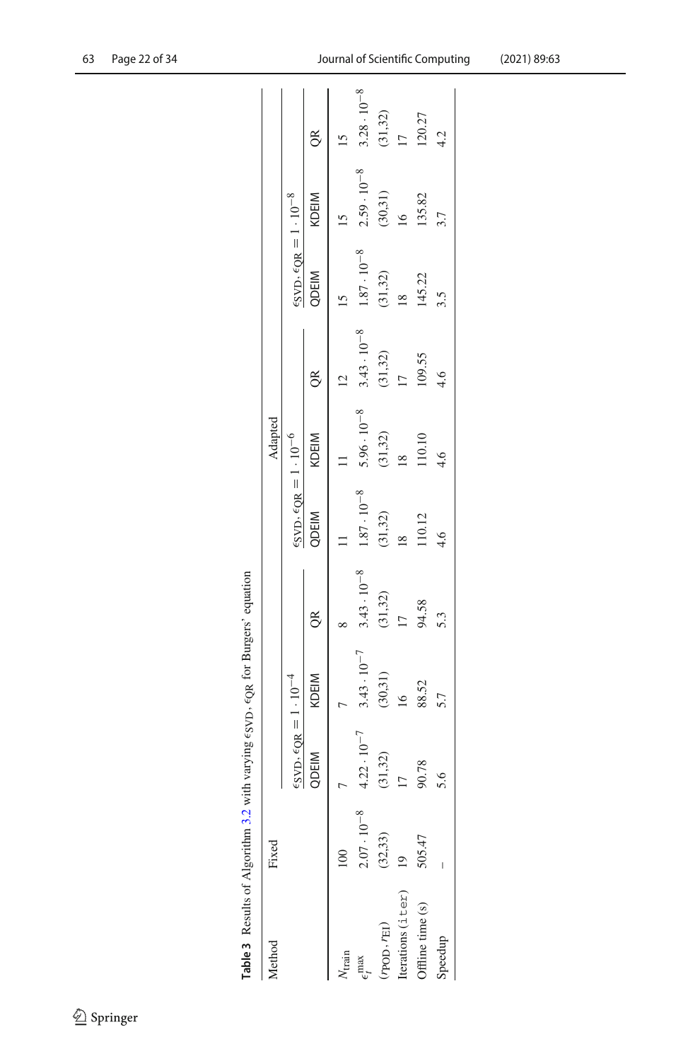**Table 3** Results of Algorithm 3.2 with varying $\epsilon_{\mathrm{SVD}}, \epsilon_{\mathrm{QR}}$ for Burgers' equation

| Method | Fixed | Adapted | | | | | | | | |
|---|---|---|---|---|---|---|---|---|---|---|
| | | $\epsilon_{\mathrm{SVD}}, \epsilon_{\mathrm{QR}} = 1 \cdot 10^{-4}$ | | | $\epsilon_{\mathrm{SVD}}, \epsilon_{\mathrm{QR}} = 1 \cdot 10^{-6}$ | | | $\epsilon_{\mathrm{SVD}}, \epsilon_{\mathrm{QR}} = 1 \cdot 10^{-8}$ | | |
| | | QDEIM | KDEIM | QR | QDEIM | KDEIM | QR | QDEIM | KDEIM | QR |
| $N_{\mathrm{train}}$ | 100 | 7 | 7 | 8 | 11 | 11 | 12 | 15 | 15 | 15 |
| $\epsilon_t^{\max}$ | $2.07 \cdot 10^{-8}$ | $4.22 \cdot 10^{-7}$ | $3.43 \cdot 10^{-7}$ | $3.43 \cdot 10^{-8}$ | $1.87 \cdot 10^{-8}$ | $5.96 \cdot 10^{-8}$ | $3.43 \cdot 10^{-8}$ | $1.87 \cdot 10^{-8}$ | $2.59 \cdot 10^{-8}$ | $3.28 \cdot 10^{-8}$ |
| $(r_{\mathrm{POD}}, r_{\mathrm{EI}})$ | (32,33) | (31,32) | (30,31) | (31,32) | (31,32) | (31,32) | (31,32) | (31,32) | (30,31) | (31,32) |
| Iterations (iter) | 19 | 17 | 16 | 17 | 18 | 18 | 17 | 18 | 16 | 17 |
| Offline time (s) | 505.47 | 90.78 | 88.52 | 94.58 | 110.12 | 110.10 | 109.55 | 145.22 | 135.82 | 120.27 |
| Speedup | – | 5.6 | 5.7 | 5.3 | 4.6 | 4.6 | 4.6 | 3.5 | 3.7 | 4.2 |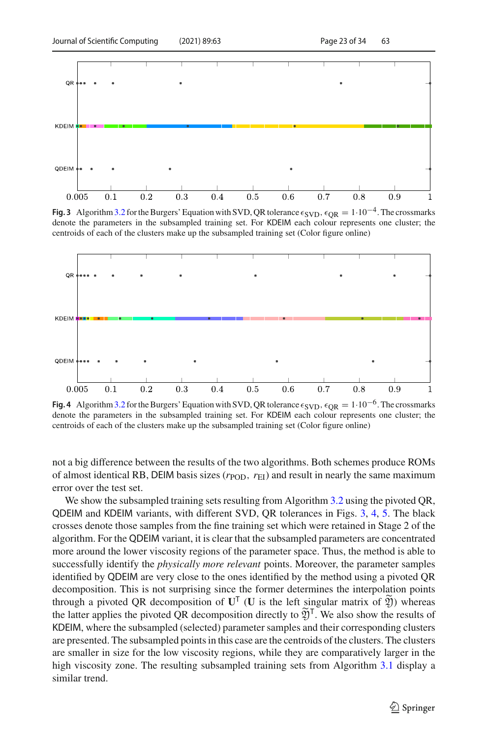**Fig. 3** Algorithm 3.2 for the Burgers' Equation with SVD, QR tolerance $\epsilon_{\text{SVD}}, \epsilon_{\text{QR}} = 1 \cdot 10^{-4}$. The crossmarks denote the parameters in the subsampled training set. For KDEIM each colour represents one cluster; the centroids of each of the clusters make up the subsampled training set (Color figure online)

**Fig. 4** Algorithm 3.2 for the Burgers' Equation with SVD, QR tolerance $\epsilon_{\text{SVD}}, \epsilon_{\text{QR}} = 1 \cdot 10^{-6}$. The crossmarks denote the parameters in the subsampled training set. For KDEIM each colour represents one cluster; the centroids of each of the clusters make up the subsampled training set (Color figure online)

not a big difference between the results of the two algorithms. Both schemes produce ROMs of almost identical RB, DEIM basis sizes ($r_{\text{POD}}, r_{\text{EI}}$) and result in nearly the same maximum error over the test set.

We show the subsampled training sets resulting from Algorithm 3.2 using the pivoted QR, QDEIM and KDEIM variants, with different SVD, QR tolerances in Figs. 3, 4, 5. The black crosses denote those samples from the fine training set which were retained in Stage 2 of the algorithm. For the QDEIM variant, it is clear that the subsampled parameters are concentrated more around the lower viscosity regions of the parameter space. Thus, the method is able to successfully identify the *physically more relevant* points. Moreover, the parameter samples identified by QDEIM are very close to the ones identified by the method using a pivoted QR decomposition. This is not surprising since the former determines the interpolation points through a pivoted QR decomposition of $\mathbf{U}^{\mathsf{T}}$ ($\mathbf{U}$ is the left singular matrix of $\widetilde{\mathfrak{Y}}$) whereas the latter applies the pivoted QR decomposition directly to $\widetilde{\mathfrak{Y}}^{\mathsf{T}}$. We also show the results of KDEIM, where the subsampled (selected) parameter samples and their corresponding clusters are presented. The subsampled points in this case are the centroids of the clusters. The clusters are smaller in size for the low viscosity regions, while they are comparatively larger in the high viscosity zone. The resulting subsampled training sets from Algorithm 3.1 display a similar trend.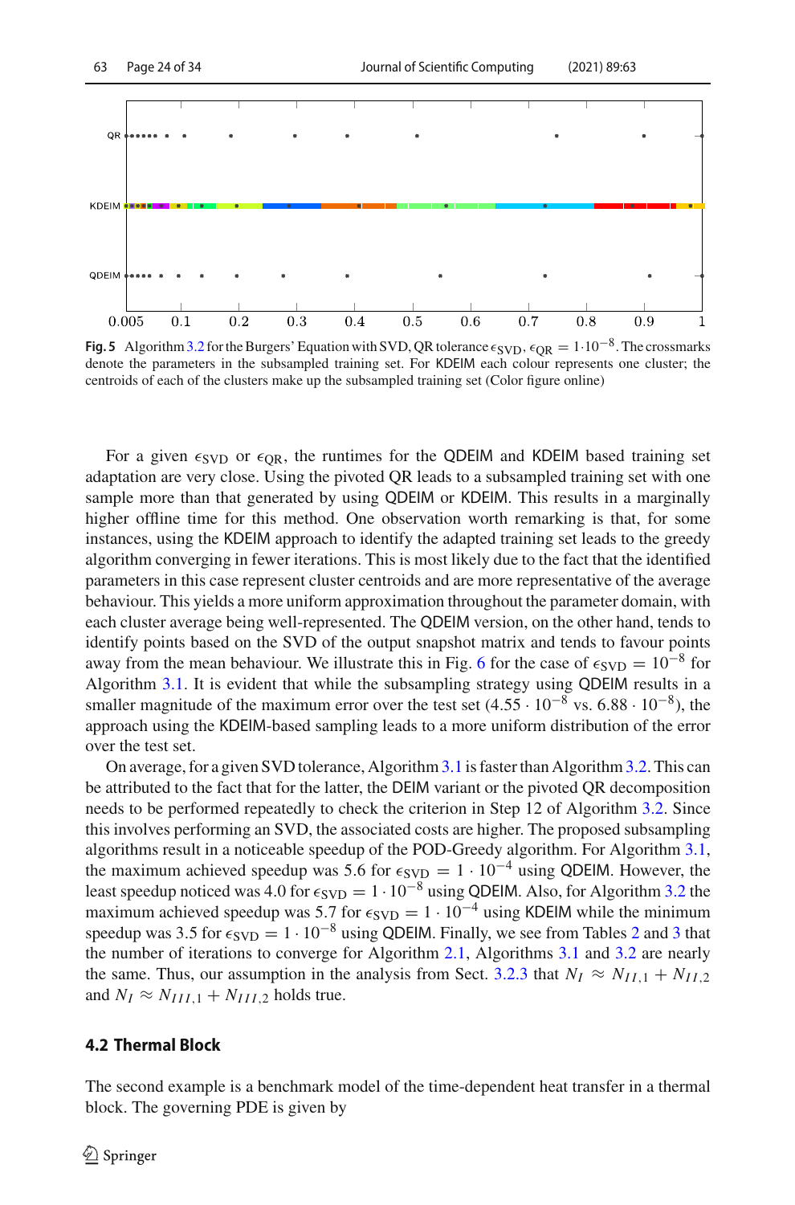**Fig. 5** Algorithm 3.2 for the Burgers' Equation with SVD, QR tolerance $\epsilon_{\text{SVD}}, \epsilon_{\text{QR}} = 1 \cdot 10^{-8}$. The crossmarks denote the parameters in the subsampled training set. For KDEIM each colour represents one cluster; the centroids of each of the clusters make up the subsampled training set (Color figure online)

For a given $\epsilon_{\text{SVD}}$ or $\epsilon_{\text{QR}}$, the runtimes for the QDEIM and KDEIM based training set adaptation are very close. Using the pivoted QR leads to a subsampled training set with one sample more than that generated by using QDEIM or KDEIM. This results in a marginally higher offline time for this method. One observation worth remarking is that, for some instances, using the KDEIM approach to identify the adapted training set leads to the greedy algorithm converging in fewer iterations. This is most likely due to the fact that the identified parameters in this case represent cluster centroids and are more representative of the average behaviour. This yields a more uniform approximation throughout the parameter domain, with each cluster average being well-represented. The QDEIM version, on the other hand, tends to identify points based on the SVD of the output snapshot matrix and tends to favour points away from the mean behaviour. We illustrate this in Fig. 6 for the case of $\epsilon_{\text{SVD}} = 10^{-8}$ for Algorithm 3.1. It is evident that while the subsampling strategy using QDEIM results in a smaller magnitude of the maximum error over the test set ($4.55 \cdot 10^{-8}$ vs. $6.88 \cdot 10^{-8}$), the approach using the KDEIM-based sampling leads to a more uniform distribution of the error over the test set.

On average, for a given SVD tolerance, Algorithm 3.1 is faster than Algorithm 3.2. This can be attributed to the fact that for the latter, the DEIM variant or the pivoted QR decomposition needs to be performed repeatedly to check the criterion in Step 12 of Algorithm 3.2. Since this involves performing an SVD, the associated costs are higher. The proposed subsampling algorithms result in a noticeable speedup of the POD-Greedy algorithm. For Algorithm 3.1, the maximum achieved speedup was 5.6 for $\epsilon_{\text{SVD}} = 1 \cdot 10^{-4}$ using QDEIM. However, the least speedup noticed was 4.0 for $\epsilon_{\text{SVD}} = 1 \cdot 10^{-8}$ using QDEIM. Also, for Algorithm 3.2 the maximum achieved speedup was 5.7 for $\epsilon_{\text{SVD}} = 1 \cdot 10^{-4}$ using KDEIM while the minimum speedup was 3.5 for $\epsilon_{\text{SVD}} = 1 \cdot 10^{-8}$ using QDEIM. Finally, we see from Tables 2 and 3 that the number of iterations to converge for Algorithm 2.1, Algorithms 3.1 and 3.2 are nearly the same. Thus, our assumption in the analysis from Sect. 3.2.3 that $N_I \approx N_{II,1} + N_{II,2}$ and $N_I \approx N_{III,1} + N_{III,2}$ holds true.

### 4.2 Thermal Block

The second example is a benchmark model of the time-dependent heat transfer in a thermal block. The governing PDE is given by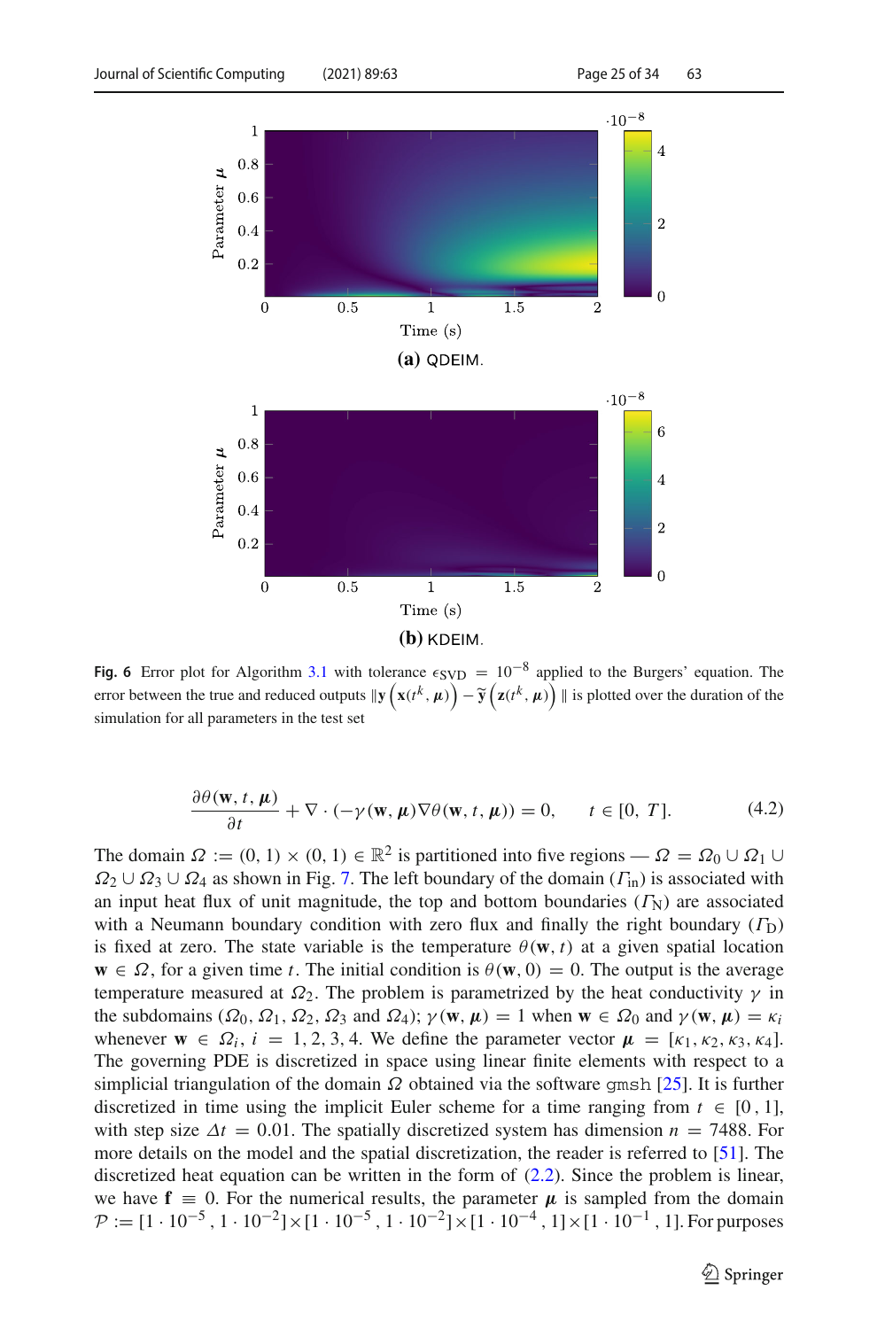(a) QDEIM.

(b) KDEIM.

**Fig. 6** Error plot for Algorithm 3.1 with tolerance $\epsilon_{\text{SVD}} = 10^{-8}$ applied to the Burgers' equation. The error between the true and reduced outputs $\|\mathbf{y}\left(\mathbf{x}(t^k, \boldsymbol{\mu})\right) - \widetilde{\mathbf{y}}\left(\mathbf{z}(t^k, \boldsymbol{\mu})\right)\|$ is plotted over the duration of the simulation for all parameters in the test set

$$\frac{\partial \theta(\mathbf{w}, t, \boldsymbol{\mu})}{\partial t} + \nabla \cdot (-\gamma(\mathbf{w}, \boldsymbol{\mu}) \nabla \theta(\mathbf{w}, t, \boldsymbol{\mu})) = 0, \qquad t \in [0,\ T]. \tag{4.2}$$

The domain $\Omega := (0, 1) \times (0, 1) \in \mathbb{R}^2$ is partitioned into five regions — $\Omega = \Omega_0 \cup \Omega_1 \cup \Omega_2 \cup \Omega_3 \cup \Omega_4$ as shown in Fig. 7. The left boundary of the domain ($\Gamma_{\text{in}}$) is associated with an input heat flux of unit magnitude, the top and bottom boundaries ($\Gamma_{\text{N}}$) are associated with a Neumann boundary condition with zero flux and finally the right boundary ($\Gamma_{\text{D}}$) is fixed at zero. The state variable is the temperature $\theta(\mathbf{w}, t)$ at a given spatial location $\mathbf{w} \in \Omega$, for a given time $t$. The initial condition is $\theta(\mathbf{w}, 0) = 0$. The output is the average temperature measured at $\Omega_2$. The problem is parametrized by the heat conductivity $\gamma$ in the subdomains ($\Omega_0$, $\Omega_1$, $\Omega_2$, $\Omega_3$ and $\Omega_4$); $\gamma(\mathbf{w}, \boldsymbol{\mu}) = 1$ when $\mathbf{w} \in \Omega_0$ and $\gamma(\mathbf{w}, \boldsymbol{\mu}) = \kappa_i$ whenever $\mathbf{w} \in \Omega_i$, $i = 1, 2, 3, 4$. We define the parameter vector $\boldsymbol{\mu} = [\kappa_1, \kappa_2, \kappa_3, \kappa_4]$. The governing PDE is discretized in space using linear finite elements with respect to a simplicial triangulation of the domain $\Omega$ obtained via the software gmsh [25]. It is further discretized in time using the implicit Euler scheme for a time ranging from $t \in [0, 1]$, with step size $\Delta t = 0.01$. The spatially discretized system has dimension $n = 7488$. For more details on the model and the spatial discretization, the reader is referred to [51]. The discretized heat equation can be written in the form of (2.2). Since the problem is linear, we have $\mathbf{f} \equiv 0$. For the numerical results, the parameter $\boldsymbol{\mu}$ is sampled from the domain $\mathcal{P} := [1 \cdot 10^{-5}, 1 \cdot 10^{-2}] \times [1 \cdot 10^{-5}, 1 \cdot 10^{-2}] \times [1 \cdot 10^{-4}, 1] \times [1 \cdot 10^{-1}, 1]$. For purposes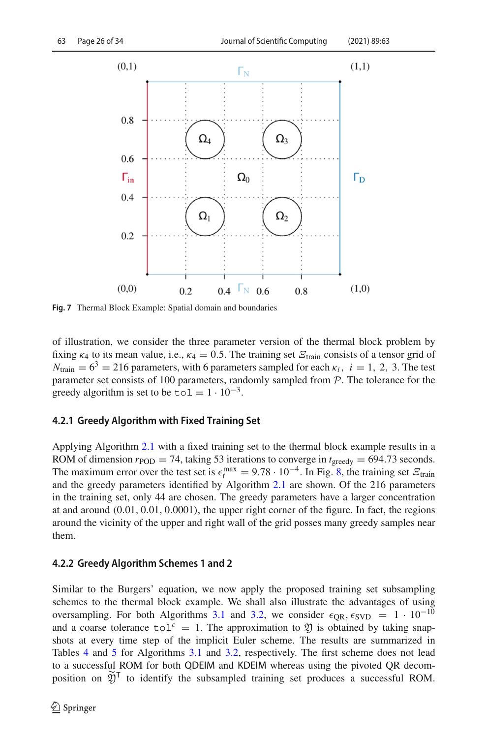Fig. 7 Thermal Block Example: Spatial domain and boundaries

of illustration, we consider the three parameter version of the thermal block problem by fixing $\kappa_4$ to its mean value, i.e., $\kappa_4 = 0.5$. The training set $\Xi_{\text{train}}$ consists of a tensor grid of $N_{\text{train}} = 6^3 = 216$ parameters, with 6 parameters sampled for each $\kappa_i$, $i = 1, 2, 3$. The test parameter set consists of 100 parameters, randomly sampled from $\mathcal{P}$. The tolerance for the greedy algorithm is set to be $\texttt{tol} = 1 \cdot 10^{-3}$.

### 4.2.1 Greedy Algorithm with Fixed Training Set

Applying Algorithm 2.1 with a fixed training set to the thermal block example results in a ROM of dimension $r_{\text{POD}} = 74$, taking 53 iterations to converge in $t_{\text{greedy}} = 694.73$ seconds. The maximum error over the test set is $\epsilon_t^{\max} = 9.78 \cdot 10^{-4}$. In Fig. 8, the training set $\Xi_{\text{train}}$ and the greedy parameters identified by Algorithm 2.1 are shown. Of the 216 parameters in the training set, only 44 are chosen. The greedy parameters have a larger concentration at and around $(0.01, 0.01, 0.0001)$, the upper right corner of the figure. In fact, the regions around the vicinity of the upper and right wall of the grid posses many greedy samples near them.

### 4.2.2 Greedy Algorithm Schemes 1 and 2

Similar to the Burgers' equation, we now apply the proposed training set subsampling schemes to the thermal block example. We shall also illustrate the advantages of using oversampling. For both Algorithms 3.1 and 3.2, we consider $\epsilon_{\text{QR}}, \epsilon_{\text{SVD}} = 1 \cdot 10^{-10}$ and a coarse tolerance $\texttt{tol}^c = 1$. The approximation to $\mathfrak{Y}$ is obtained by taking snapshots at every time step of the implicit Euler scheme. The results are summarized in Tables 4 and 5 for Algorithms 3.1 and 3.2, respectively. The first scheme does not lead to a successful ROM for both QDEIM and KDEIM whereas using the pivoted QR decomposition on $\widetilde{\mathfrak{Y}}^{\mathsf{T}}$ to identify the subsampled training set produces a successful ROM.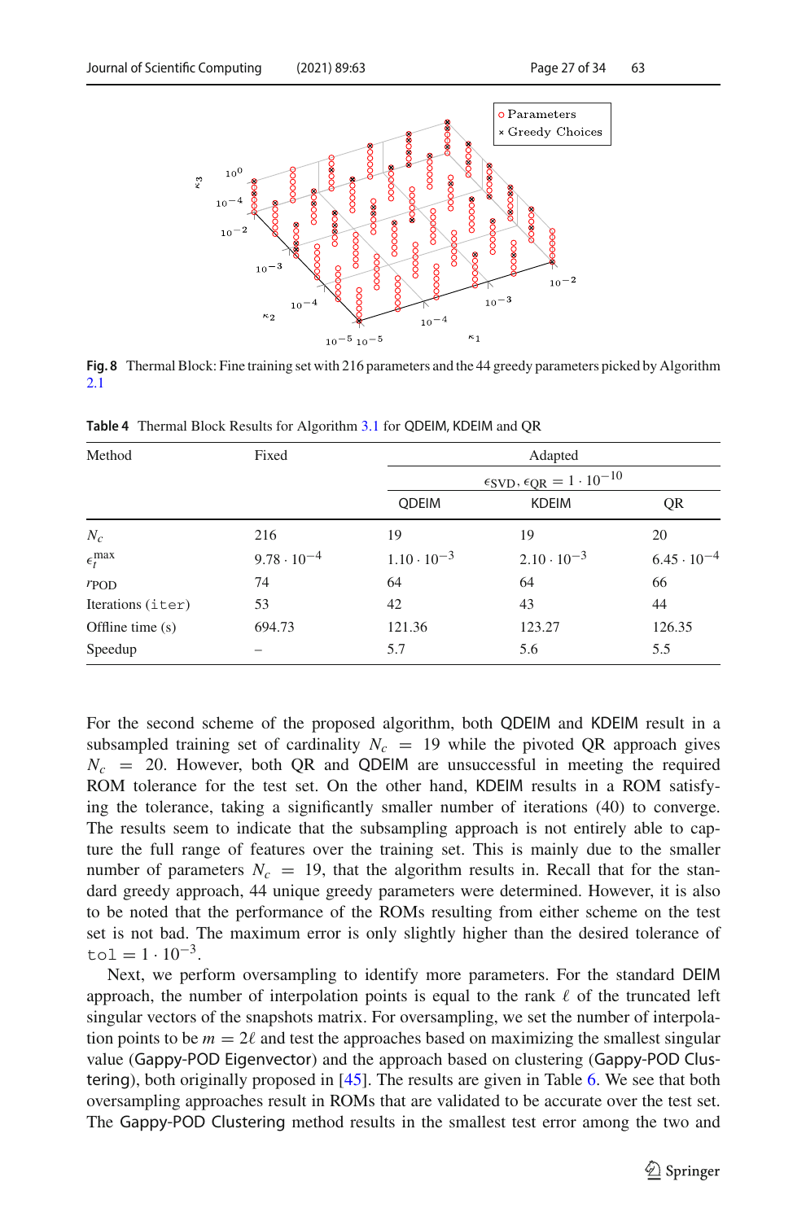**Fig. 8** Thermal Block: Fine training set with 216 parameters and the 44 greedy parameters picked by Algorithm 2.1

**Table 4** Thermal Block Results for Algorithm 3.1 for QDEIM, KDEIM and QR

| Method | Fixed | Adapted | | |
|---|---|---|---|---|
| | | $\epsilon_{\text{SVD}}, \epsilon_{\text{QR}} = 1 \cdot 10^{-10}$ | | |
| | | QDEIM | KDEIM | QR |
| $N_c$ | 216 | 19 | 19 | 20 |
| $\epsilon_t^{\text{max}}$ | $9.78 \cdot 10^{-4}$ | $1.10 \cdot 10^{-3}$ | $2.10 \cdot 10^{-3}$ | $6.45 \cdot 10^{-4}$ |
| $r_{\text{POD}}$ | 74 | 64 | 64 | 66 |
| Iterations (`iter`) | 53 | 42 | 43 | 44 |
| Offline time (s) | 694.73 | 121.36 | 123.27 | 126.35 |
| Speedup | – | 5.7 | 5.6 | 5.5 |

For the second scheme of the proposed algorithm, both QDEIM and KDEIM result in a subsampled training set of cardinality $N_c = 19$ while the pivoted QR approach gives $N_c = 20$. However, both QR and QDEIM are unsuccessful in meeting the required ROM tolerance for the test set. On the other hand, KDEIM results in a ROM satisfying the tolerance, taking a significantly smaller number of iterations (40) to converge. The results seem to indicate that the subsampling approach is not entirely able to capture the full range of features over the training set. This is mainly due to the smaller number of parameters $N_c = 19$, that the algorithm results in. Recall that for the standard greedy approach, 44 unique greedy parameters were determined. However, it is also to be noted that the performance of the ROMs resulting from either scheme on the test set is not bad. The maximum error is only slightly higher than the desired tolerance of $\texttt{tol} = 1 \cdot 10^{-3}$.

Next, we perform oversampling to identify more parameters. For the standard DEIM approach, the number of interpolation points is equal to the rank $\ell$ of the truncated left singular vectors of the snapshots matrix. For oversampling, we set the number of interpolation points to be $m = 2\ell$ and test the approaches based on maximizing the smallest singular value (Gappy-POD Eigenvector) and the approach based on clustering (Gappy-POD Clustering), both originally proposed in [45]. The results are given in Table 6. We see that both oversampling approaches result in ROMs that are validated to be accurate over the test set. The Gappy-POD Clustering method results in the smallest test error among the two and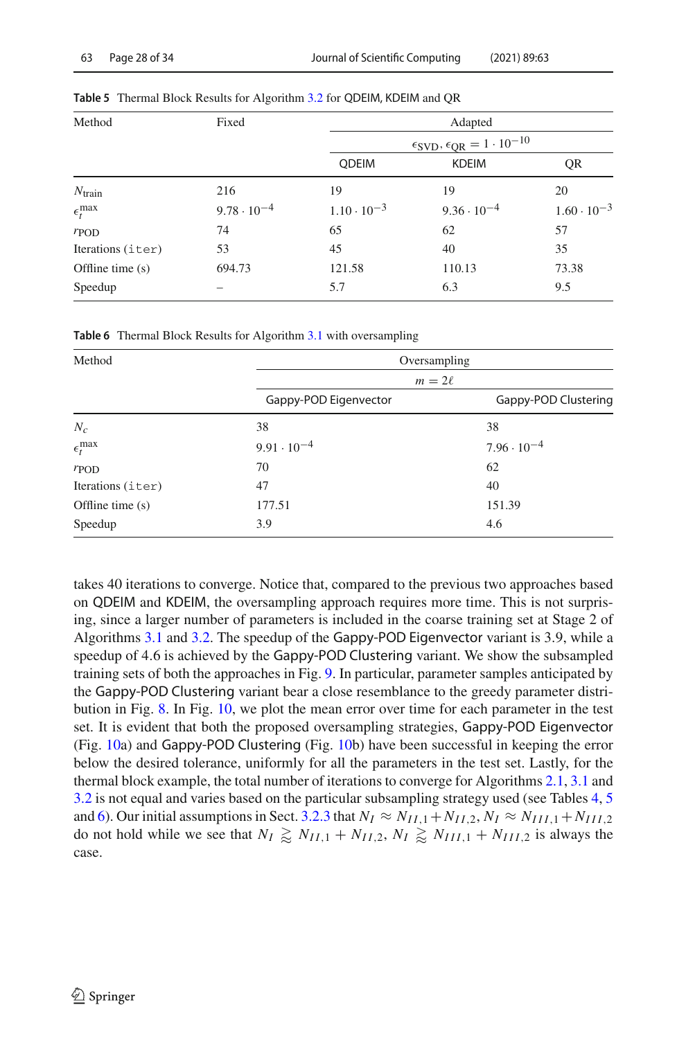**Table 5** Thermal Block Results for Algorithm 3.2 for QDEIM, KDEIM and QR

| Method | Fixed | Adapted | | |
|---|---|---|---|---|
| | | $\epsilon_{\text{SVD}}, \epsilon_{\text{QR}} = 1 \cdot 10^{-10}$ | | |
| | | QDEIM | KDEIM | QR |
| $N_{\text{train}}$ | 216 | 19 | 19 | 20 |
| $\epsilon_t^{\max}$ | $9.78 \cdot 10^{-4}$ | $1.10 \cdot 10^{-3}$ | $9.36 \cdot 10^{-4}$ | $1.60 \cdot 10^{-3}$ |
| $r_{\text{POD}}$ | 74 | 65 | 62 | 57 |
| Iterations (`iter`) | 53 | 45 | 40 | 35 |
| Offline time (s) | 694.73 | 121.58 | 110.13 | 73.38 |
| Speedup | – | 5.7 | 6.3 | 9.5 |

**Table 6** Thermal Block Results for Algorithm 3.1 with oversampling

| Method | Oversampling | |
|---|---|---|
| | $m = 2\ell$ | |
| | Gappy-POD Eigenvector | Gappy-POD Clustering |
| $N_c$ | 38 | 38 |
| $\epsilon_t^{\max}$ | $9.91 \cdot 10^{-4}$ | $7.96 \cdot 10^{-4}$ |
| $r_{\text{POD}}$ | 70 | 62 |
| Iterations (`iter`) | 47 | 40 |
| Offline time (s) | 177.51 | 151.39 |
| Speedup | 3.9 | 4.6 |

takes 40 iterations to converge. Notice that, compared to the previous two approaches based on QDEIM and KDEIM, the oversampling approach requires more time. This is not surprising, since a larger number of parameters is included in the coarse training set at Stage 2 of Algorithms 3.1 and 3.2. The speedup of the Gappy-POD Eigenvector variant is 3.9, while a speedup of 4.6 is achieved by the Gappy-POD Clustering variant. We show the subsampled training sets of both the approaches in Fig. 9. In particular, parameter samples anticipated by the Gappy-POD Clustering variant bear a close resemblance to the greedy parameter distribution in Fig. 8. In Fig. 10, we plot the mean error over time for each parameter in the test set. It is evident that both the proposed oversampling strategies, Gappy-POD Eigenvector (Fig. 10a) and Gappy-POD Clustering (Fig. 10b) have been successful in keeping the error below the desired tolerance, uniformly for all the parameters in the test set. Lastly, for the thermal block example, the total number of iterations to converge for Algorithms 2.1, 3.1 and 3.2 is not equal and varies based on the particular subsampling strategy used (see Tables 4, 5 and 6). Our initial assumptions in Sect. 3.2.3 that $N_I \approx N_{II,1} + N_{II,2}$, $N_I \approx N_{III,1} + N_{III,2}$ do not hold while we see that $N_I \gtrapprox N_{II,1} + N_{II,2}$, $N_I \gtrapprox N_{III,1} + N_{III,2}$ is always the case.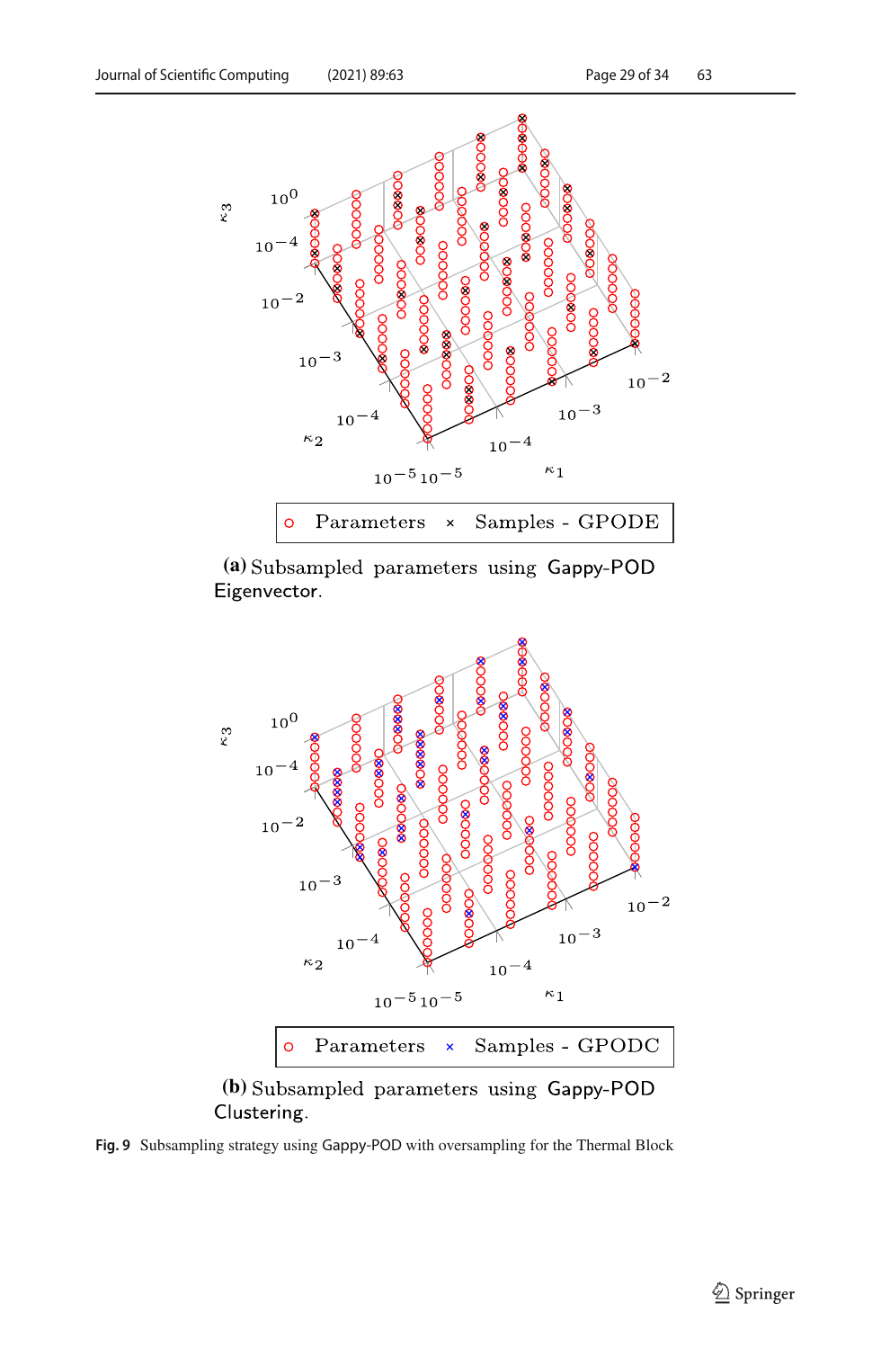(a) Subsampled parameters using Gappy-POD Eigenvector.

(b) Subsampled parameters using Gappy-POD Clustering.

**Fig. 9** Subsampling strategy using Gappy-POD with oversampling for the Thermal Block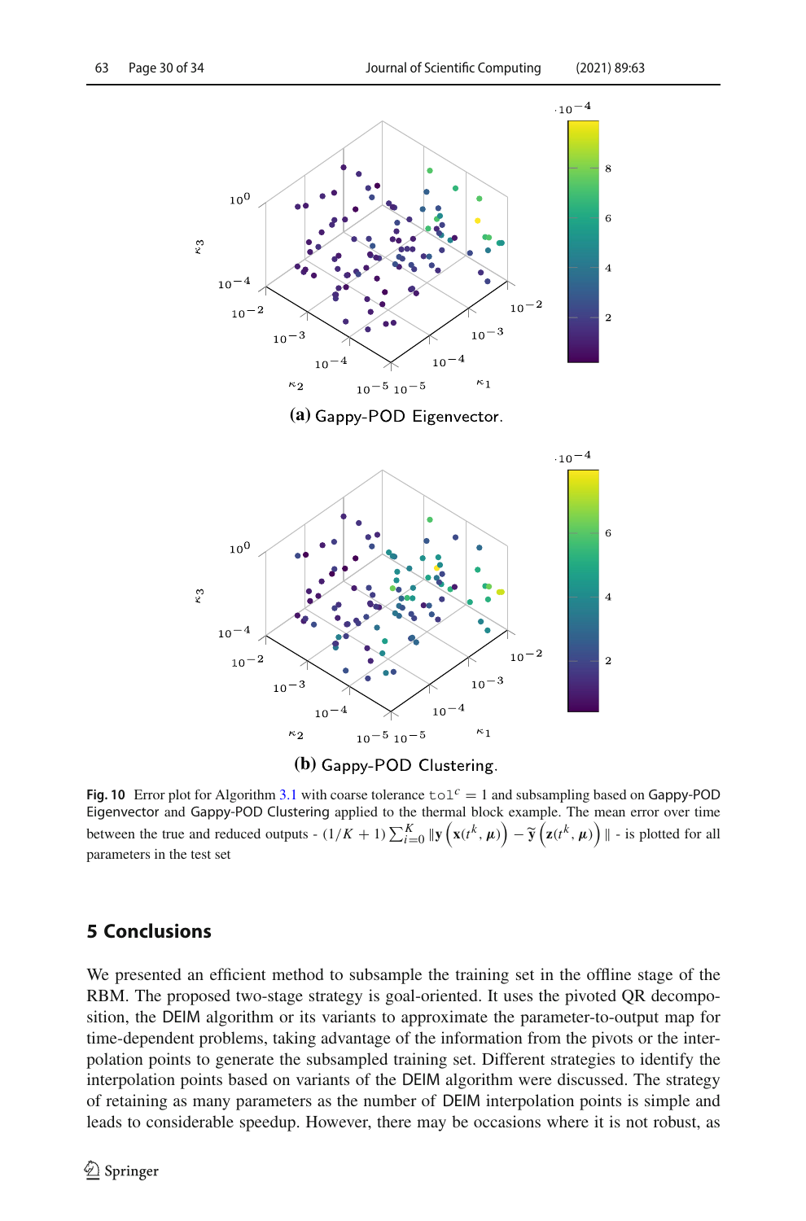(a) Gappy-POD Eigenvector.

(b) Gappy-POD Clustering.

**Fig. 10** Error plot for Algorithm 3.1 with coarse tolerance $\texttt{tol}^c = 1$ and subsampling based on Gappy-POD Eigenvector and Gappy-POD Clustering applied to the thermal block example. The mean error over time between the true and reduced outputs - $(1/K+1)\sum_{i=0}^{K} \|\mathbf{y}\left(\mathbf{x}(t^k, \boldsymbol{\mu})\right) - \widetilde{\mathbf{y}}\left(\mathbf{z}(t^k, \boldsymbol{\mu})\right)\|$ - is plotted for all parameters in the test set

## 5 Conclusions

We presented an efficient method to subsample the training set in the offline stage of the RBM. The proposed two-stage strategy is goal-oriented. It uses the pivoted QR decomposition, the DEIM algorithm or its variants to approximate the parameter-to-output map for time-dependent problems, taking advantage of the information from the pivots or the interpolation points to generate the subsampled training set. Different strategies to identify the interpolation points based on variants of the DEIM algorithm were discussed. The strategy of retaining as many parameters as the number of DEIM interpolation points is simple and leads to considerable speedup. However, there may be occasions where it is not robust, as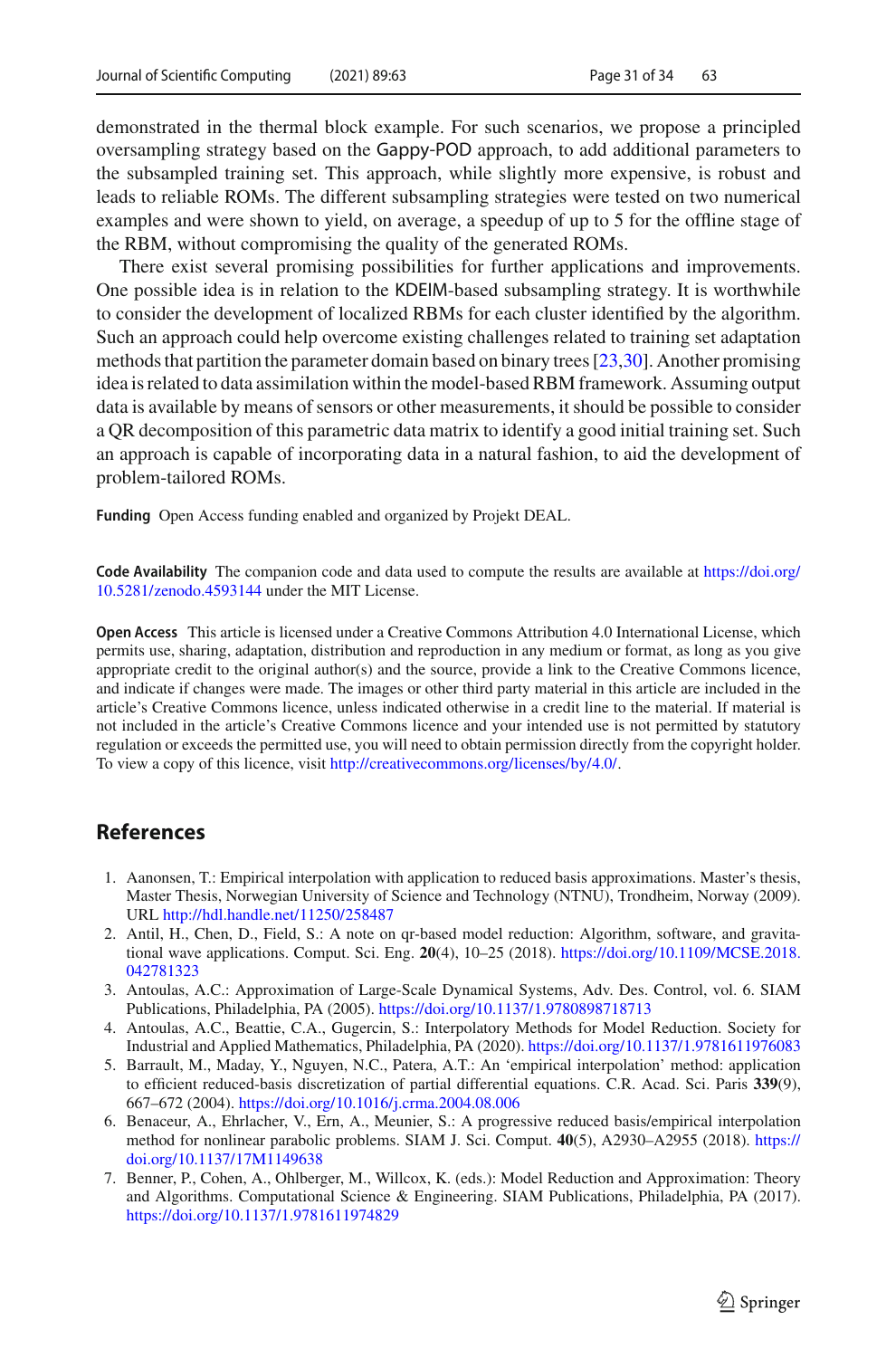demonstrated in the thermal block example. For such scenarios, we propose a principled oversampling strategy based on the Gappy-POD approach, to add additional parameters to the subsampled training set. This approach, while slightly more expensive, is robust and leads to reliable ROMs. The different subsampling strategies were tested on two numerical examples and were shown to yield, on average, a speedup of up to 5 for the offline stage of the RBM, without compromising the quality of the generated ROMs.

There exist several promising possibilities for further applications and improvements. One possible idea is in relation to the KDEIM-based subsampling strategy. It is worthwhile to consider the development of localized RBMs for each cluster identified by the algorithm. Such an approach could help overcome existing challenges related to training set adaptation methods that partition the parameter domain based on binary trees [23,30]. Another promising idea is related to data assimilation within the model-based RBM framework. Assuming output data is available by means of sensors or other measurements, it should be possible to consider a QR decomposition of this parametric data matrix to identify a good initial training set. Such an approach is capable of incorporating data in a natural fashion, to aid the development of problem-tailored ROMs.

**Funding** Open Access funding enabled and organized by Projekt DEAL.

**Code Availability** The companion code and data used to compute the results are available at https://doi.org/10.5281/zenodo.4593144 under the MIT License.

**Open Access** This article is licensed under a Creative Commons Attribution 4.0 International License, which permits use, sharing, adaptation, distribution and reproduction in any medium or format, as long as you give appropriate credit to the original author(s) and the source, provide a link to the Creative Commons licence, and indicate if changes were made. The images or other third party material in this article are included in the article's Creative Commons licence, unless indicated otherwise in a credit line to the material. If material is not included in the article's Creative Commons licence and your intended use is not permitted by statutory regulation or exceeds the permitted use, you will need to obtain permission directly from the copyright holder. To view a copy of this licence, visit http://creativecommons.org/licenses/by/4.0/.

## References

1. Aanonsen, T.: Empirical interpolation with application to reduced basis approximations. Master's thesis, Master Thesis, Norwegian University of Science and Technology (NTNU), Trondheim, Norway (2009). URL http://hdl.handle.net/11250/258487
2. Antil, H., Chen, D., Field, S.: A note on qr-based model reduction: Algorithm, software, and gravitational wave applications. Comput. Sci. Eng. **20**(4), 10–25 (2018). https://doi.org/10.1109/MCSE.2018.042781323
3. Antoulas, A.C.: Approximation of Large-Scale Dynamical Systems, Adv. Des. Control, vol. 6. SIAM Publications, Philadelphia, PA (2005). https://doi.org/10.1137/1.9780898718713
4. Antoulas, A.C., Beattie, C.A., Gugercin, S.: Interpolatory Methods for Model Reduction. Society for Industrial and Applied Mathematics, Philadelphia, PA (2020). https://doi.org/10.1137/1.9781611976083
5. Barrault, M., Maday, Y., Nguyen, N.C., Patera, A.T.: An 'empirical interpolation' method: application to efficient reduced-basis discretization of partial differential equations. C.R. Acad. Sci. Paris **339**(9), 667–672 (2004). https://doi.org/10.1016/j.crma.2004.08.006
6. Benaceur, A., Ehrlacher, V., Ern, A., Meunier, S.: A progressive reduced basis/empirical interpolation method for nonlinear parabolic problems. SIAM J. Sci. Comput. **40**(5), A2930–A2955 (2018). https://doi.org/10.1137/17M1149638
7. Benner, P., Cohen, A., Ohlberger, M., Willcox, K. (eds.): Model Reduction and Approximation: Theory and Algorithms. Computational Science & Engineering. SIAM Publications, Philadelphia, PA (2017). https://doi.org/10.1137/1.9781611974829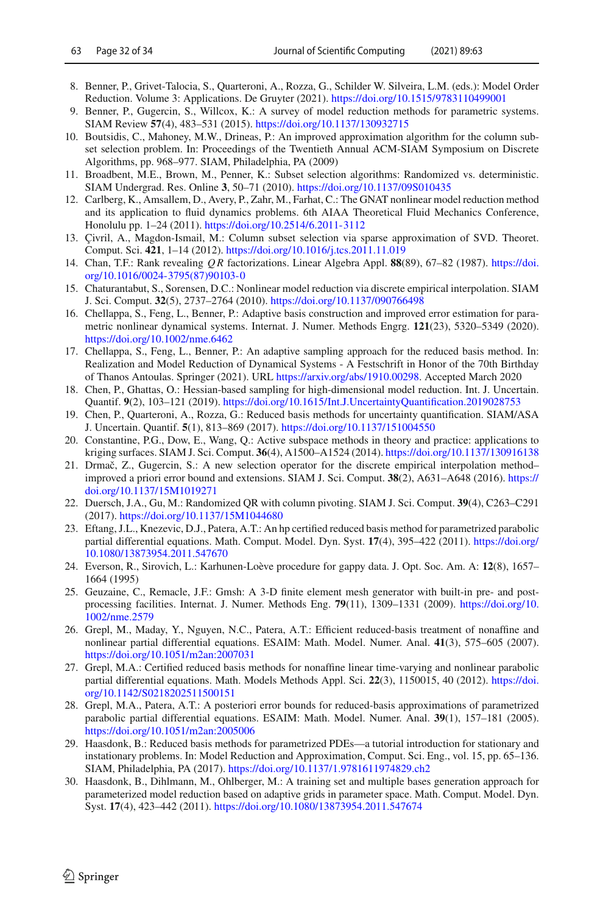8. Benner, P., Grivet-Talocia, S., Quarteroni, A., Rozza, G., Schilder W. Silveira, L.M. (eds.): Model Order Reduction. Volume 3: Applications. De Gruyter (2021). https://doi.org/10.1515/9783110499001
9. Benner, P., Gugercin, S., Willcox, K.: A survey of model reduction methods for parametric systems. SIAM Review **57**(4), 483–531 (2015). https://doi.org/10.1137/130932715
10. Boutsidis, C., Mahoney, M.W., Drineas, P.: An improved approximation algorithm for the column subset selection problem. In: Proceedings of the Twentieth Annual ACM-SIAM Symposium on Discrete Algorithms, pp. 968–977. SIAM, Philadelphia, PA (2009)
11. Broadbent, M.E., Brown, M., Penner, K.: Subset selection algorithms: Randomized vs. deterministic. SIAM Undergrad. Res. Online **3**, 50–71 (2010). https://doi.org/10.1137/09S010435
12. Carlberg, K., Amsallem, D., Avery, P., Zahr, M., Farhat, C.: The GNAT nonlinear model reduction method and its application to fluid dynamics problems. 6th AIAA Theoretical Fluid Mechanics Conference, Honolulu pp. 1–24 (2011). https://doi.org/10.2514/6.2011-3112
13. Çivril, A., Magdon-Ismail, M.: Column subset selection via sparse approximation of SVD. Theoret. Comput. Sci. **421**, 1–14 (2012). https://doi.org/10.1016/j.tcs.2011.11.019
14. Chan, T.F.: Rank revealing $QR$ factorizations. Linear Algebra Appl. **88**(89), 67–82 (1987). https://doi.org/10.1016/0024-3795(87)90103-0
15. Chaturantabut, S., Sorensen, D.C.: Nonlinear model reduction via discrete empirical interpolation. SIAM J. Sci. Comput. **32**(5), 2737–2764 (2010). https://doi.org/10.1137/090766498
16. Chellappa, S., Feng, L., Benner, P.: Adaptive basis construction and improved error estimation for parametric nonlinear dynamical systems. Internat. J. Numer. Methods Engrg. **121**(23), 5320–5349 (2020). https://doi.org/10.1002/nme.6462
17. Chellappa, S., Feng, L., Benner, P.: An adaptive sampling approach for the reduced basis method. In: Realization and Model Reduction of Dynamical Systems - A Festschrift in Honor of the 70th Birthday of Thanos Antoulas. Springer (2021). URL https://arxiv.org/abs/1910.00298. Accepted March 2020
18. Chen, P., Ghattas, O.: Hessian-based sampling for high-dimensional model reduction. Int. J. Uncertain. Quantif. **9**(2), 103–121 (2019). https://doi.org/10.1615/Int.J.UncertaintyQuantification.2019028753
19. Chen, P., Quarteroni, A., Rozza, G.: Reduced basis methods for uncertainty quantification. SIAM/ASA J. Uncertain. Quantif. **5**(1), 813–869 (2017). https://doi.org/10.1137/151004550
20. Constantine, P.G., Dow, E., Wang, Q.: Active subspace methods in theory and practice: applications to kriging surfaces. SIAM J. Sci. Comput. **36**(4), A1500–A1524 (2014). https://doi.org/10.1137/130916138
21. Drmač, Z., Gugercin, S.: A new selection operator for the discrete empirical interpolation method–improved a priori error bound and extensions. SIAM J. Sci. Comput. **38**(2), A631–A648 (2016). https://doi.org/10.1137/15M1019271
22. Duersch, J.A., Gu, M.: Randomized QR with column pivoting. SIAM J. Sci. Comput. **39**(4), C263–C291 (2017). https://doi.org/10.1137/15M1044680
23. Eftang, J.L., Knezevic, D.J., Patera, A.T.: An hp certified reduced basis method for parametrized parabolic partial differential equations. Math. Comput. Model. Dyn. Syst. **17**(4), 395–422 (2011). https://doi.org/10.1080/13873954.2011.547670
24. Everson, R., Sirovich, L.: Karhunen-Loève procedure for gappy data. J. Opt. Soc. Am. A: **12**(8), 1657–1664 (1995)
25. Geuzaine, C., Remacle, J.F.: Gmsh: A 3-D finite element mesh generator with built-in pre- and post-processing facilities. Internat. J. Numer. Methods Eng. **79**(11), 1309–1331 (2009). https://doi.org/10.1002/nme.2579
26. Grepl, M., Maday, Y., Nguyen, N.C., Patera, A.T.: Efficient reduced-basis treatment of nonaffine and nonlinear partial differential equations. ESAIM: Math. Model. Numer. Anal. **41**(3), 575–605 (2007). https://doi.org/10.1051/m2an:2007031
27. Grepl, M.A.: Certified reduced basis methods for nonaffine linear time-varying and nonlinear parabolic partial differential equations. Math. Models Methods Appl. Sci. **22**(3), 1150015, 40 (2012). https://doi.org/10.1142/S0218202511500151
28. Grepl, M.A., Patera, A.T.: A posteriori error bounds for reduced-basis approximations of parametrized parabolic partial differential equations. ESAIM: Math. Model. Numer. Anal. **39**(1), 157–181 (2005). https://doi.org/10.1051/m2an:2005006
29. Haasdonk, B.: Reduced basis methods for parametrized PDEs—a tutorial introduction for stationary and instationary problems. In: Model Reduction and Approximation, Comput. Sci. Eng., vol. 15, pp. 65–136. SIAM, Philadelphia, PA (2017). https://doi.org/10.1137/1.9781611974829.ch2
30. Haasdonk, B., Dihlmann, M., Ohlberger, M.: A training set and multiple bases generation approach for parameterized model reduction based on adaptive grids in parameter space. Math. Comput. Model. Dyn. Syst. **17**(4), 423–442 (2011). https://doi.org/10.1080/13873954.2011.547674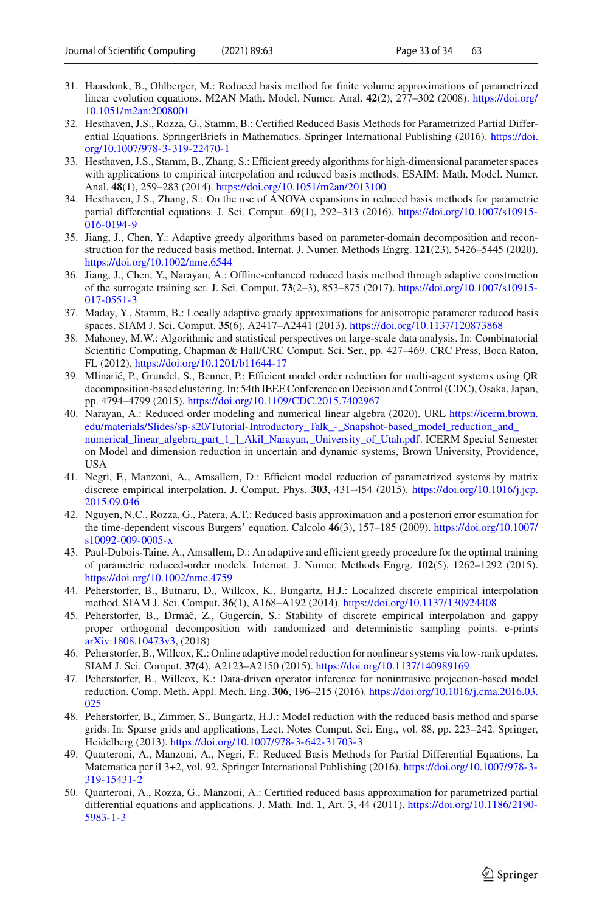31. Haasdonk, B., Ohlberger, M.: Reduced basis method for finite volume approximations of parametrized linear evolution equations. M2AN Math. Model. Numer. Anal. **42**(2), 277–302 (2008). https://doi.org/10.1051/m2an:2008001
32. Hesthaven, J.S., Rozza, G., Stamm, B.: Certified Reduced Basis Methods for Parametrized Partial Differential Equations. SpringerBriefs in Mathematics. Springer International Publishing (2016). https://doi.org/10.1007/978-3-319-22470-1
33. Hesthaven, J.S., Stamm, B., Zhang, S.: Efficient greedy algorithms for high-dimensional parameter spaces with applications to empirical interpolation and reduced basis methods. ESAIM: Math. Model. Numer. Anal. **48**(1), 259–283 (2014). https://doi.org/10.1051/m2an/2013100
34. Hesthaven, J.S., Zhang, S.: On the use of ANOVA expansions in reduced basis methods for parametric partial differential equations. J. Sci. Comput. **69**(1), 292–313 (2016). https://doi.org/10.1007/s10915-016-0194-9
35. Jiang, J., Chen, Y.: Adaptive greedy algorithms based on parameter-domain decomposition and reconstruction for the reduced basis method. Internat. J. Numer. Methods Engrg. **121**(23), 5426–5445 (2020). https://doi.org/10.1002/nme.6544
36. Jiang, J., Chen, Y., Narayan, A.: Offline-enhanced reduced basis method through adaptive construction of the surrogate training set. J. Sci. Comput. **73**(2–3), 853–875 (2017). https://doi.org/10.1007/s10915-017-0551-3
37. Maday, Y., Stamm, B.: Locally adaptive greedy approximations for anisotropic parameter reduced basis spaces. SIAM J. Sci. Comput. **35**(6), A2417–A2441 (2013). https://doi.org/10.1137/120873868
38. Mahoney, M.W.: Algorithmic and statistical perspectives on large-scale data analysis. In: Combinatorial Scientific Computing, Chapman & Hall/CRC Comput. Sci. Ser., pp. 427–469. CRC Press, Boca Raton, FL (2012). https://doi.org/10.1201/b11644-17
39. Mlinarić, P., Grundel, S., Benner, P.: Efficient model order reduction for multi-agent systems using QR decomposition-based clustering. In: 54th IEEE Conference on Decision and Control (CDC), Osaka, Japan, pp. 4794–4799 (2015). https://doi.org/10.1109/CDC.2015.7402967
40. Narayan, A.: Reduced order modeling and numerical linear algebra (2020). URL https://icerm.brown.edu/materials/Slides/sp-s20/Tutorial-Introductory_Talk_-_Snapshot-based_model_reduction_and_numerical_linear_algebra_part_1_]_Akil_Narayan,_University_of_Utah.pdf. ICERM Special Semester on Model and dimension reduction in uncertain and dynamic systems, Brown University, Providence, USA
41. Negri, F., Manzoni, A., Amsallem, D.: Efficient model reduction of parametrized systems by matrix discrete empirical interpolation. J. Comput. Phys. **303**, 431–454 (2015). https://doi.org/10.1016/j.jcp.2015.09.046
42. Nguyen, N.C., Rozza, G., Patera, A.T.: Reduced basis approximation and a posteriori error estimation for the time-dependent viscous Burgers' equation. Calcolo **46**(3), 157–185 (2009). https://doi.org/10.1007/s10092-009-0005-x
43. Paul-Dubois-Taine, A., Amsallem, D.: An adaptive and efficient greedy procedure for the optimal training of parametric reduced-order models. Internat. J. Numer. Methods Engrg. **102**(5), 1262–1292 (2015). https://doi.org/10.1002/nme.4759
44. Peherstorfer, B., Butnaru, D., Willcox, K., Bungartz, H.J.: Localized discrete empirical interpolation method. SIAM J. Sci. Comput. **36**(1), A168–A192 (2014). https://doi.org/10.1137/130924408
45. Peherstorfer, B., Drmač, Z., Gugercin, S.: Stability of discrete empirical interpolation and gappy proper orthogonal decomposition with randomized and deterministic sampling points. e-prints arXiv:1808.10473v3, (2018)
46. Peherstorfer, B., Willcox, K.: Online adaptive model reduction for nonlinear systems via low-rank updates. SIAM J. Sci. Comput. **37**(4), A2123–A2150 (2015). https://doi.org/10.1137/140989169
47. Peherstorfer, B., Willcox, K.: Data-driven operator inference for nonintrusive projection-based model reduction. Comp. Meth. Appl. Mech. Eng. **306**, 196–215 (2016). https://doi.org/10.1016/j.cma.2016.03.025
48. Peherstorfer, B., Zimmer, S., Bungartz, H.J.: Model reduction with the reduced basis method and sparse grids. In: Sparse grids and applications, Lect. Notes Comput. Sci. Eng., vol. 88, pp. 223–242. Springer, Heidelberg (2013). https://doi.org/10.1007/978-3-642-31703-3
49. Quarteroni, A., Manzoni, A., Negri, F.: Reduced Basis Methods for Partial Differential Equations, La Matematica per il 3+2, vol. 92. Springer International Publishing (2016). https://doi.org/10.1007/978-3-319-15431-2
50. Quarteroni, A., Rozza, G., Manzoni, A.: Certified reduced basis approximation for parametrized partial differential equations and applications. J. Math. Ind. **1**, Art. 3, 44 (2011). https://doi.org/10.1186/2190-5983-1-3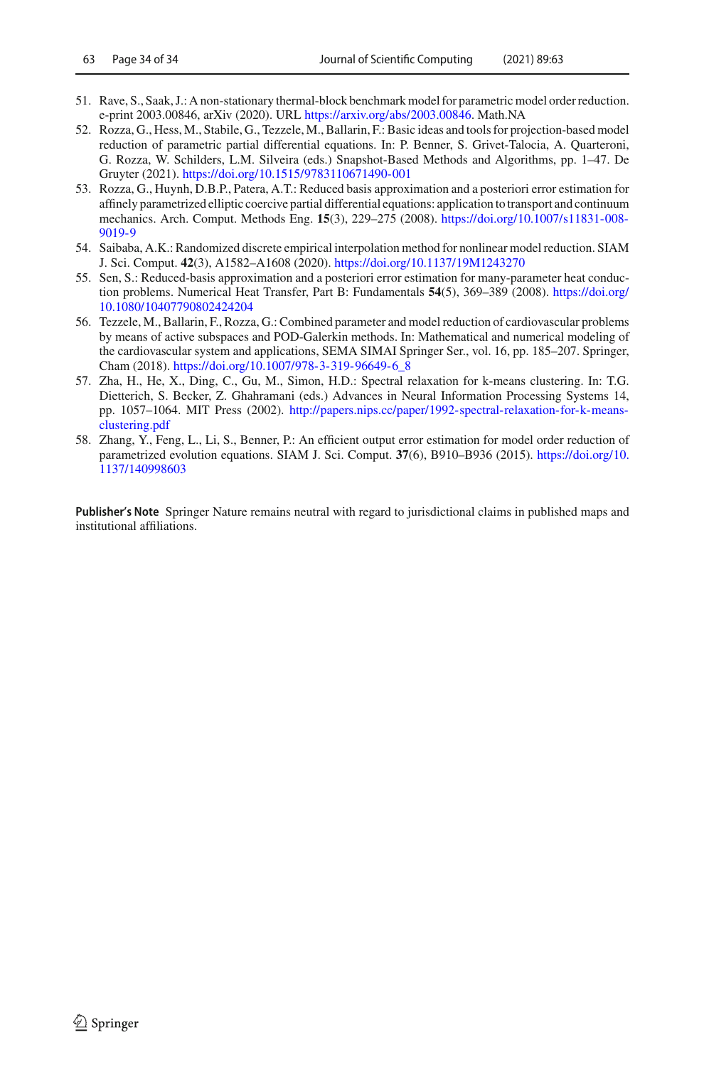51. Rave, S., Saak, J.: A non-stationary thermal-block benchmark model for parametric model order reduction. e-print 2003.00846, arXiv (2020). URL https://arxiv.org/abs/2003.00846. Math.NA
52. Rozza, G., Hess, M., Stabile, G., Tezzele, M., Ballarin, F.: Basic ideas and tools for projection-based model reduction of parametric partial differential equations. In: P. Benner, S. Grivet-Talocia, A. Quarteroni, G. Rozza, W. Schilders, L.M. Silveira (eds.) Snapshot-Based Methods and Algorithms, pp. 1–47. De Gruyter (2021). https://doi.org/10.1515/9783110671490-001
53. Rozza, G., Huynh, D.B.P., Patera, A.T.: Reduced basis approximation and a posteriori error estimation for affinely parametrized elliptic coercive partial differential equations: application to transport and continuum mechanics. Arch. Comput. Methods Eng. **15**(3), 229–275 (2008). https://doi.org/10.1007/s11831-008-9019-9
54. Saibaba, A.K.: Randomized discrete empirical interpolation method for nonlinear model reduction. SIAM J. Sci. Comput. **42**(3), A1582–A1608 (2020). https://doi.org/10.1137/19M1243270
55. Sen, S.: Reduced-basis approximation and a posteriori error estimation for many-parameter heat conduction problems. Numerical Heat Transfer, Part B: Fundamentals **54**(5), 369–389 (2008). https://doi.org/10.1080/10407790802424204
56. Tezzele, M., Ballarin, F., Rozza, G.: Combined parameter and model reduction of cardiovascular problems by means of active subspaces and POD-Galerkin methods. In: Mathematical and numerical modeling of the cardiovascular system and applications, SEMA SIMAI Springer Ser., vol. 16, pp. 185–207. Springer, Cham (2018). https://doi.org/10.1007/978-3-319-96649-6_8
57. Zha, H., He, X., Ding, C., Gu, M., Simon, H.D.: Spectral relaxation for k-means clustering. In: T.G. Dietterich, S. Becker, Z. Ghahramani (eds.) Advances in Neural Information Processing Systems 14, pp. 1057–1064. MIT Press (2002). http://papers.nips.cc/paper/1992-spectral-relaxation-for-k-means-clustering.pdf
58. Zhang, Y., Feng, L., Li, S., Benner, P.: An efficient output error estimation for model order reduction of parametrized evolution equations. SIAM J. Sci. Comput. **37**(6), B910–B936 (2015). https://doi.org/10.1137/140998603

**Publisher's Note** Springer Nature remains neutral with regard to jurisdictional claims in published maps and institutional affiliations.